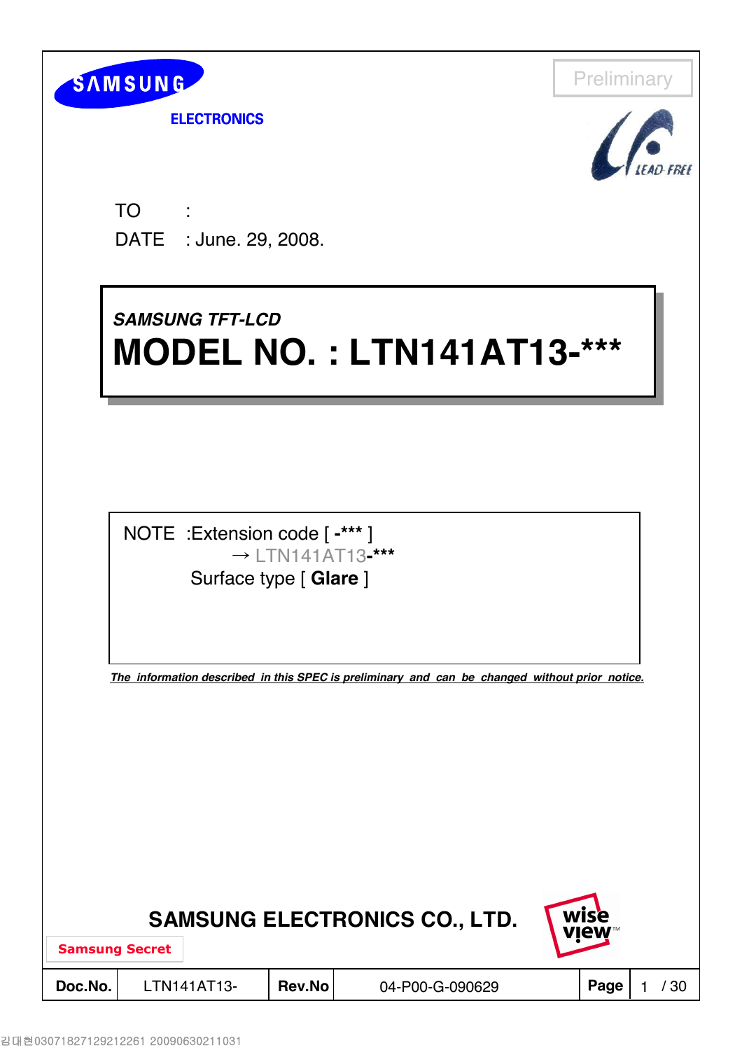SAMSUNG ELECTRONICS

Preliminary

LEAD FREE

TO :

DATE : June. 29, 2008.

*SAMSUNG TFT-LCD*

# MODEL NO. : LTN141AT13-***

NOTE :Extension code [ **-***** ]

→ LTN141AT13**-*****

Surface type [ **Glare** ]

***The information described in this SPEC is preliminary and can be changed without prior notice.***

**SAMSUNG ELECTRONICS CO., LTD.**

wise view™

**Samsung Secret**

| **Doc.No.** | LTN141AT13- | **Rev.No** | 04-P00-G-090629 | **Page** | 1 / 30 |
|---|---|---|---|---|---|

김대현030718271292122612 0090630211031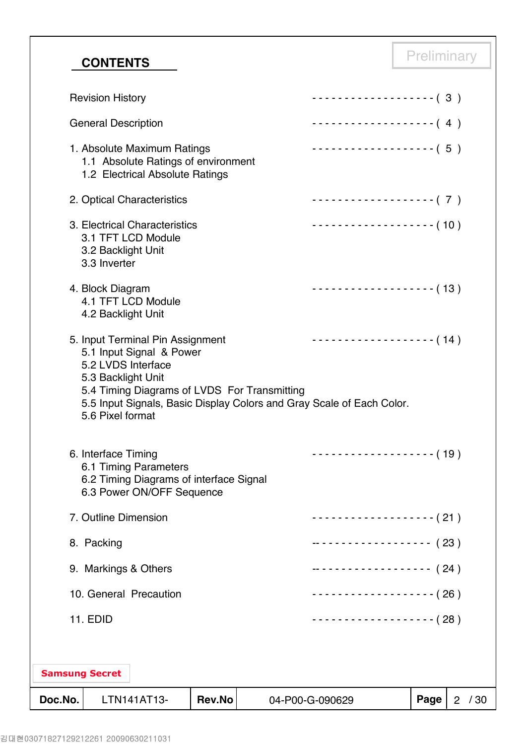## CONTENTS

Preliminary

Revision History ------------------- ( 3 )

General Description ------------------- ( 4 )

1. Absolute Maximum Ratings ------------------- ( 5 )
   - 1.1 Absolute Ratings of environment
   - 1.2 Electrical Absolute Ratings

2. Optical Characteristics ------------------- ( 7 )

3. Electrical Characteristics ------------------- ( 10 )
   - 3.1 TFT LCD Module
   - 3.2 Backlight Unit
   - 3.3 Inverter

4. Block Diagram ------------------- ( 13 )
   - 4.1 TFT LCD Module
   - 4.2 Backlight Unit

5. Input Terminal Pin Assignment ------------------- ( 14 )
   - 5.1 Input Signal & Power
   - 5.2 LVDS Interface
   - 5.3 Backlight Unit
   - 5.4 Timing Diagrams of LVDS For Transmitting
   - 5.5 Input Signals, Basic Display Colors and Gray Scale of Each Color.
   - 5.6 Pixel format

6. Interface Timing ------------------- ( 19 )
   - 6.1 Timing Parameters
   - 6.2 Timing Diagrams of interface Signal
   - 6.3 Power ON/OFF Sequence

7. Outline Dimension ------------------- ( 21 )

8. Packing ------------------- ( 23 )

9. Markings & Others ------------------- ( 24 )

10. General Precaution ------------------- ( 26 )

11. EDID ------------------- ( 28 )

Samsung Secret

| Doc.No. | LTN141AT13- | Rev.No | 04-P00-G-090629 | Page | 2 / 30 |
|---|---|---|---|---|---|

김대현03071827129212261 20090630211031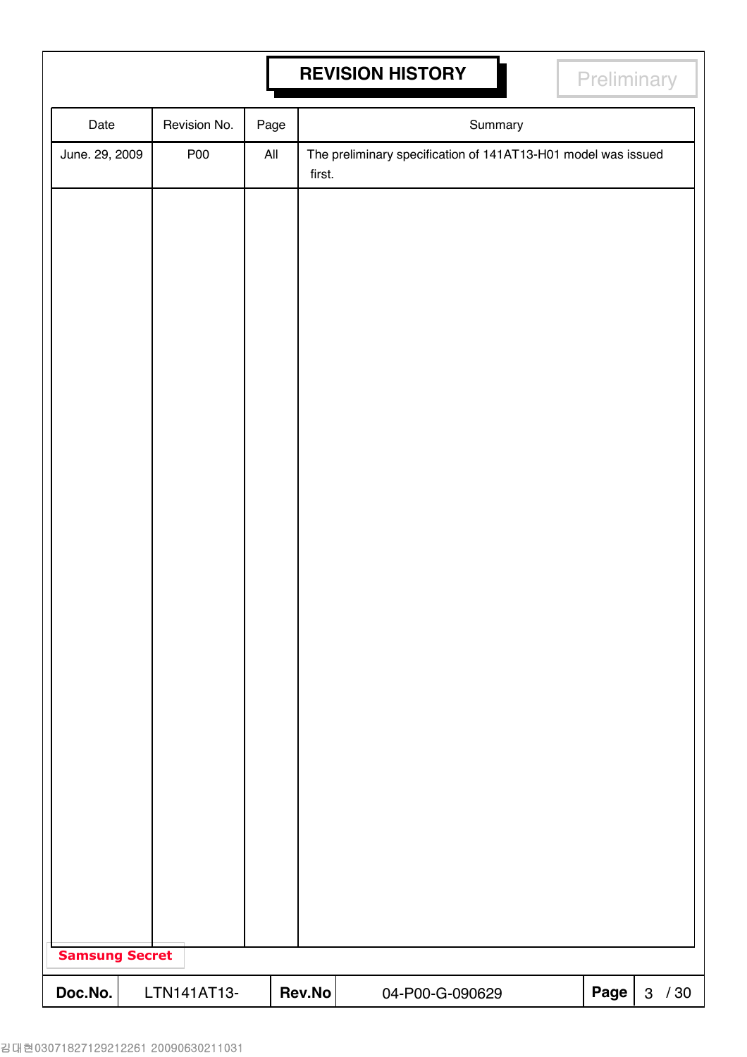# REVISION HISTORY

Preliminary

| Date | Revision No. | Page | Summary |
|---|---|---|---|
| June. 29, 2009 | P00 | All | The preliminary specification of 141AT13-H01 model was issued first. |

**Samsung Secret**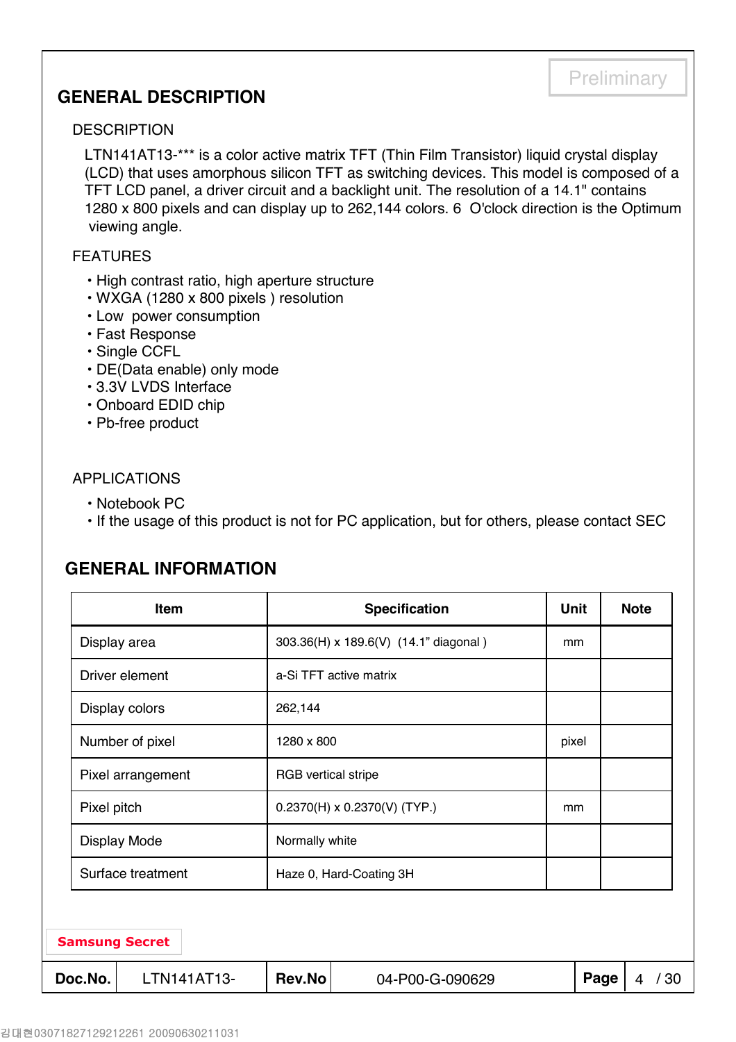Preliminary

## GENERAL DESCRIPTION

### DESCRIPTION

LTN141AT13-*** is a color active matrix TFT (Thin Film Transistor) liquid crystal display (LCD) that uses amorphous silicon TFT as switching devices. This model is composed of a TFT LCD panel, a driver circuit and a backlight unit. The resolution of a 14.1" contains 1280 x 800 pixels and can display up to 262,144 colors. 6 O'clock direction is the Optimum viewing angle.

### FEATURES

- High contrast ratio, high aperture structure
- WXGA (1280 x 800 pixels ) resolution
- Low power consumption
- Fast Response
- Single CCFL
- DE(Data enable) only mode
- 3.3V LVDS Interface
- Onboard EDID chip
- Pb-free product

### APPLICATIONS

- Notebook PC
- If the usage of this product is not for PC application, but for others, please contact SEC

## GENERAL INFORMATION

| Item | Specification | Unit | Note |
|---|---|---|---|
| Display area | 303.36(H) x 189.6(V) (14.1" diagonal ) | mm | |
| Driver element | a-Si TFT active matrix | | |
| Display colors | 262,144 | | |
| Number of pixel | 1280 x 800 | pixel | |
| Pixel arrangement | RGB vertical stripe | | |
| Pixel pitch | 0.2370(H) x 0.2370(V) (TYP.) | mm | |
| Display Mode | Normally white | | |
| Surface treatment | Haze 0, Hard-Coating 3H | | |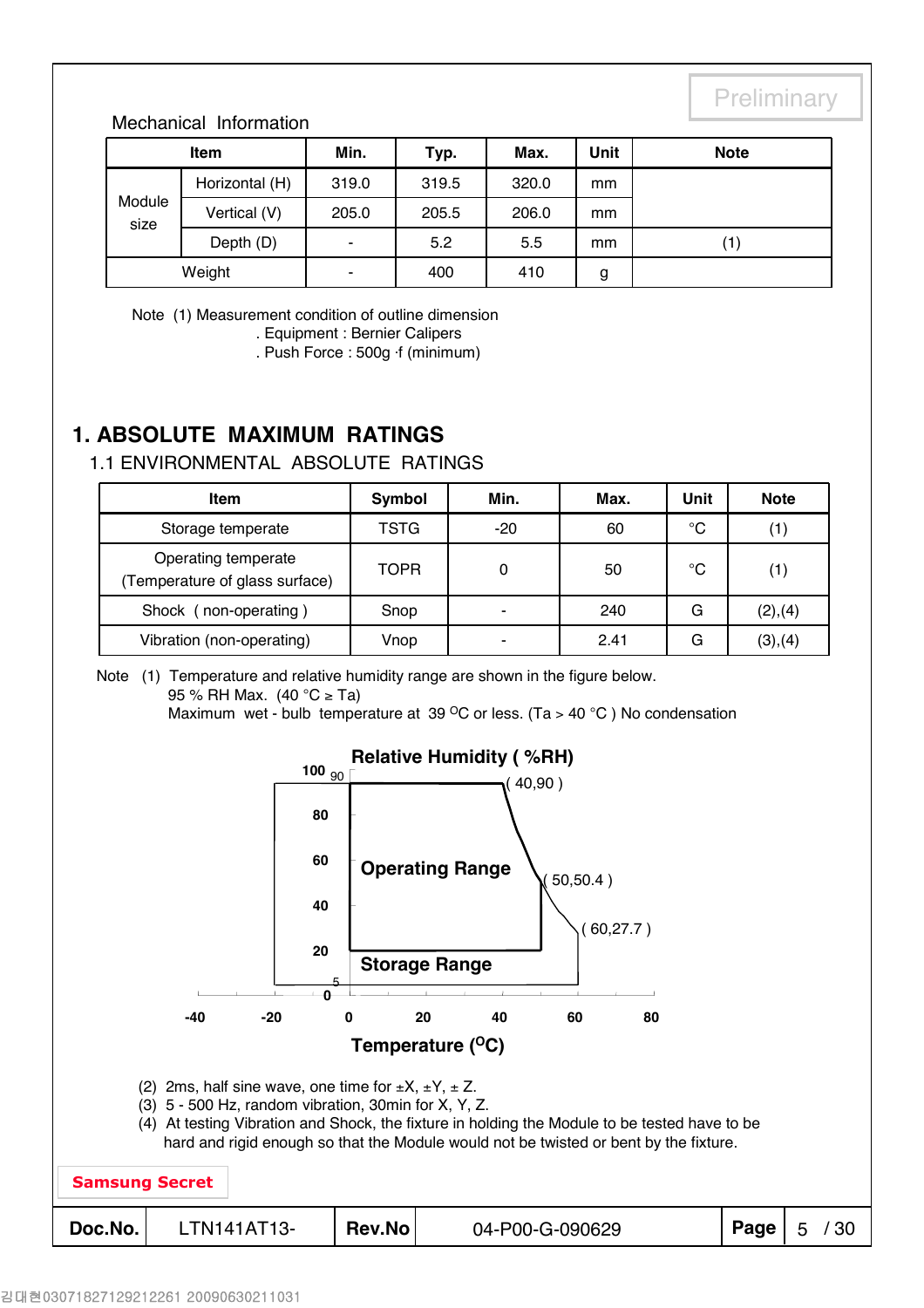Preliminary

Mechanical Information

| Item | | Min. | Typ. | Max. | Unit | Note |
|---|---|---|---|---|---|---|
| Module size | Horizontal (H) | 319.0 | 319.5 | 320.0 | mm | |
| | Vertical (V) | 205.0 | 205.5 | 206.0 | mm | |
| | Depth (D) | - | 5.2 | 5.5 | mm | (1) |
| Weight | | - | 400 | 410 | g | |

Note (1) Measurement condition of outline dimension
. Equipment : Bernier Calipers
. Push Force : 500g ·f (minimum)

# 1. ABSOLUTE MAXIMUM RATINGS

## 1.1 ENVIRONMENTAL ABSOLUTE RATINGS

| Item | Symbol | Min. | Max. | Unit | Note |
|---|---|---|---|---|---|
| Storage temperate | TSTG | -20 | 60 | °C | (1) |
| Operating temperate (Temperature of glass surface) | TOPR | 0 | 50 | °C | (1) |
| Shock ( non-operating ) | Snop | - | 240 | G | (2),(4) |
| Vibration (non-operating) | Vnop | - | 2.41 | G | (3),(4) |

Note (1) Temperature and relative humidity range are shown in the figure below.
95 % RH Max. (40 °C ≥ Ta)
Maximum wet - bulb temperature at 39 °C or less. (Ta > 40 °C ) No condensation

Relative Humidity ( %RH)

( 40,90 )
( 50,50.4 )
( 60,27.7 )

Operating Range

Storage Range

Temperature (°C)

(2) 2ms, half sine wave, one time for ±X, ±Y, ± Z.
(3) 5 - 500 Hz, random vibration, 30min for X, Y, Z.
(4) At testing Vibration and Shock, the fixture in holding the Module to be tested have to be hard and rigid enough so that the Module would not be twisted or bent by the fixture.

Samsung Secret

| Doc.No. | LTN141AT13- | Rev.No | 04-P00-G-090629 |
|---|---|---|---|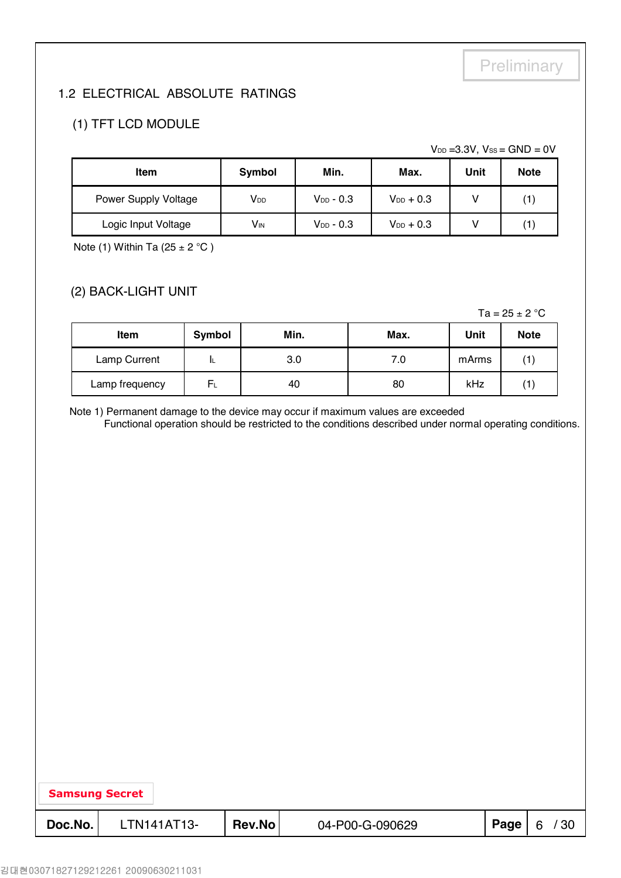Preliminary

## 1.2 ELECTRICAL ABSOLUTE RATINGS

### (1) TFT LCD MODULE

$V_{DD}$ =3.3V, $V_{SS}$ = GND = 0V

| Item | Symbol | Min. | Max. | Unit | Note |
|---|---|---|---|---|---|
| Power Supply Voltage | $V_{DD}$ | $V_{DD}$ - 0.3 | $V_{DD}$ + 0.3 | V | (1) |
| Logic Input Voltage | $V_{IN}$ | $V_{DD}$ - 0.3 | $V_{DD}$ + 0.3 | V | (1) |

Note (1) Within Ta (25 ± 2 °C )

### (2) BACK-LIGHT UNIT

Ta = 25 ± 2 °C

| Item | Symbol | Min. | Max. | Unit | Note |
|---|---|---|---|---|---|
| Lamp Current | $I_L$ | 3.0 | 7.0 | mArms | (1) |
| Lamp frequency | $F_L$ | 40 | 80 | kHz | (1) |

Note 1) Permanent damage to the device may occur if maximum values are exceeded
Functional operation should be restricted to the conditions described under normal operating conditions.

Samsung Secret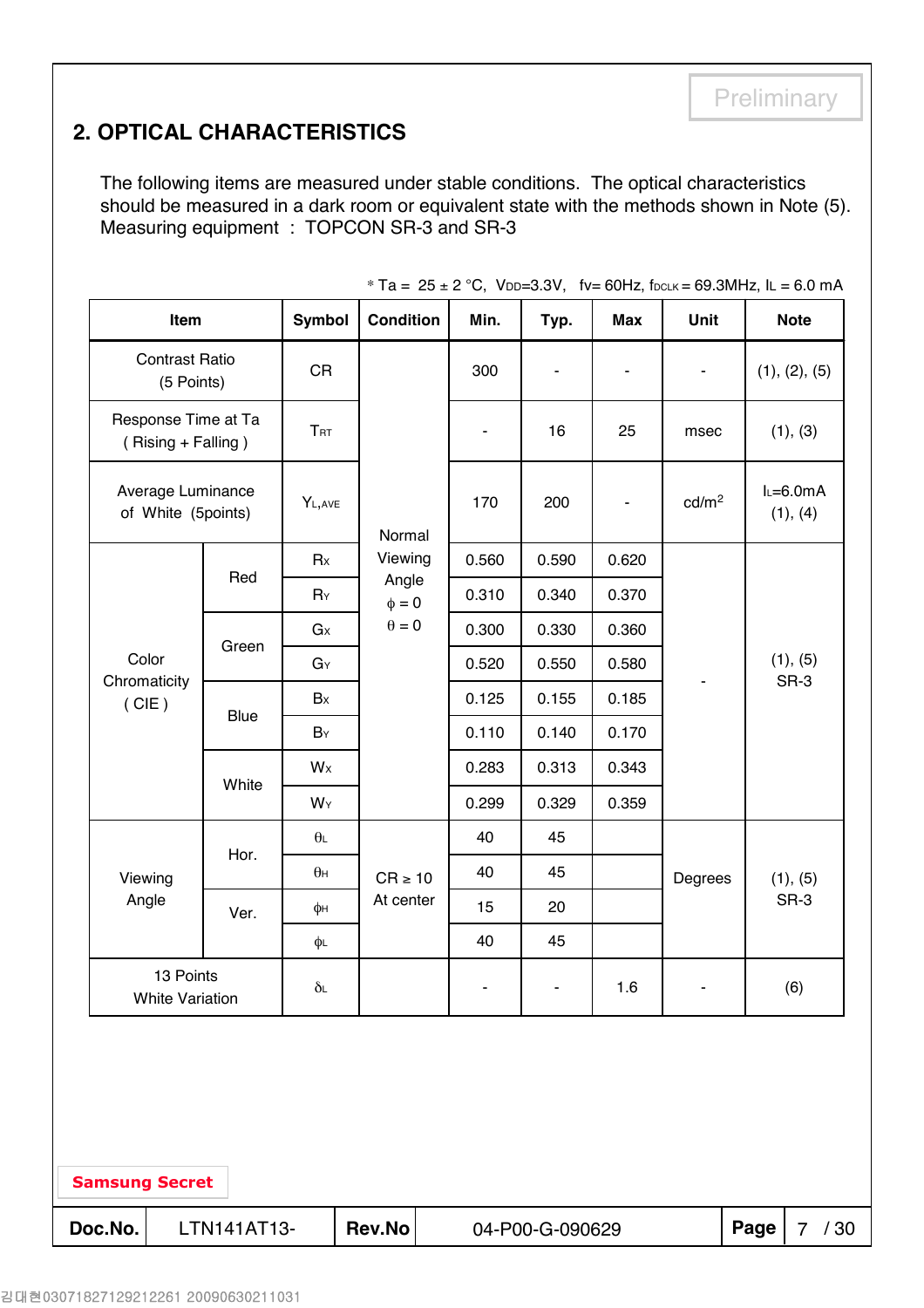Preliminary

## 2. OPTICAL CHARACTERISTICS

The following items are measured under stable conditions. The optical characteristics should be measured in a dark room or equivalent state with the methods shown in Note (5).
Measuring equipment : TOPCON SR-3 and SR-3

* Ta = 25 ± 2 °C, $V_{DD}$=3.3V, fv= 60Hz, $f_{DCLK}$ = 69.3MHz, $I_L$ = 6.0 mA

| Item | | Symbol | Condition | Min. | Typ. | Max | Unit | Note |
|---|---|---|---|---|---|---|---|---|
| Contrast Ratio (5 Points) | | CR | Normal Viewing Angle $\phi = 0$ $\theta = 0$ | 300 | - | - | - | (1), (2), (5) |
| Response Time at Ta ( Rising + Falling ) | | $T_{RT}$ | | - | 16 | 25 | msec | (1), (3) |
| Average Luminance of White (5points) | | $Y_{L,AVE}$ | | 170 | 200 | - | cd/m$^2$ | $I_L$=6.0mA (1), (4) |
| Color Chromaticity ( CIE ) | Red | $R_X$ | | 0.560 | 0.590 | 0.620 | - | (1), (5) SR-3 |
| | | $R_Y$ | | 0.310 | 0.340 | 0.370 | | |
| | Green | $G_X$ | | 0.300 | 0.330 | 0.360 | | |
| | | $G_Y$ | | 0.520 | 0.550 | 0.580 | | |
| | Blue | $B_X$ | | 0.125 | 0.155 | 0.185 | | |
| | | $B_Y$ | | 0.110 | 0.140 | 0.170 | | |
| | White | $W_X$ | | 0.283 | 0.313 | 0.343 | | |
| | | $W_Y$ | | 0.299 | 0.329 | 0.359 | | |
| Viewing Angle | Hor. | $\theta_L$ | CR ≥ 10 At center | 40 | 45 | | Degrees | (1), (5) SR-3 |
| | | $\theta_H$ | | 40 | 45 | | | |
| | Ver. | $\phi_H$ | | 15 | 20 | | | |
| | | $\phi_L$ | | 40 | 45 | | | |
| 13 Points White Variation | | $\delta_L$ | | - | - | 1.6 | - | (6) |

Samsung Secret

| Doc.No. | LTN141AT13- | Rev.No | 04-P00-G-090629 |
|---|---|---|---|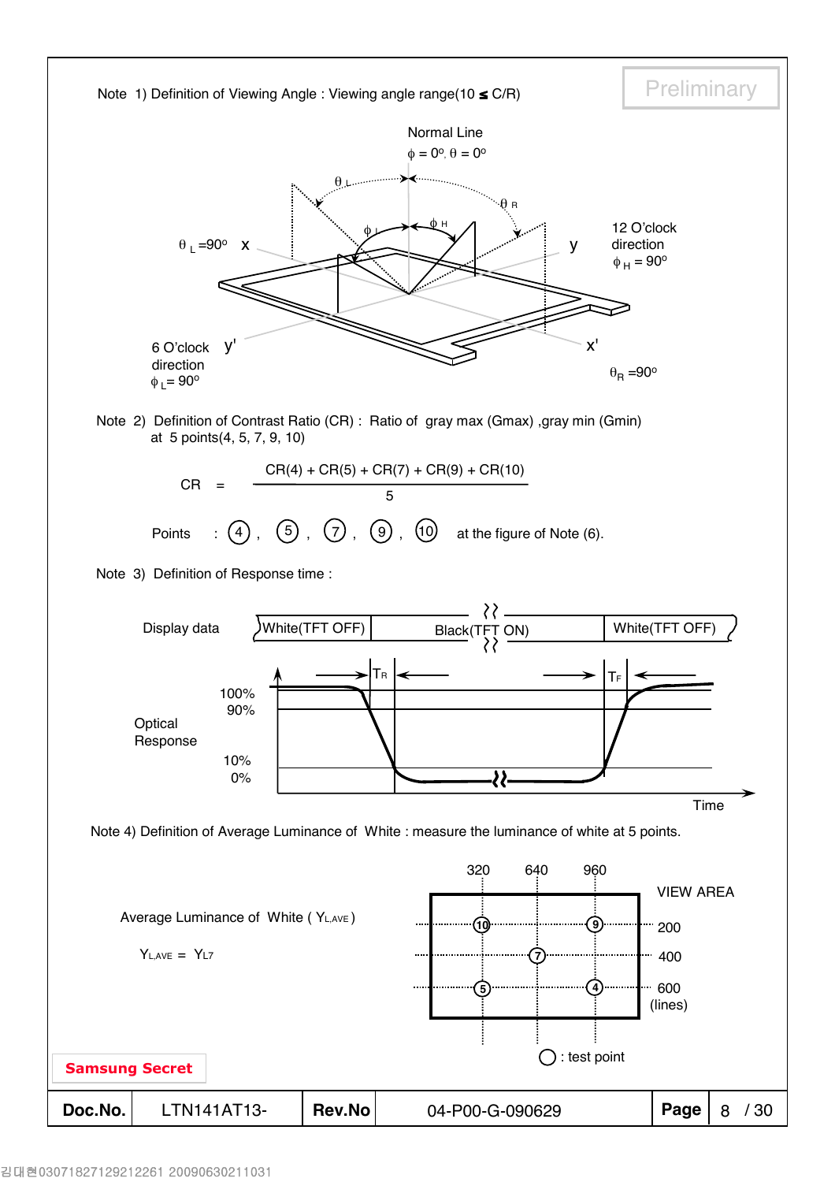Preliminary

Note 1) Definition of Viewing Angle : Viewing angle range(10 ≤ C/R)

Normal Line

$\phi = 0^o, \theta = 0^o$

$\theta_L = 90^o$ x

y

12 O'clock direction $\phi_H = 90^o$

6 O'clock direction $\phi_L = 90^o$

y'

x'

$\theta_R = 90^o$

Note 2) Definition of Contrast Ratio (CR) : Ratio of gray max (Gmax) ,gray min (Gmin) at 5 points(4, 5, 7, 9, 10)

$$CR = \frac{CR(4) + CR(5) + CR(7) + CR(9) + CR(10)}{5}$$

Points : ④ , ⑤ , ⑦ , ⑨ , ⑩ at the figure of Note (6).

Note 3) Definition of Response time :

Display data: White(TFT OFF) | Black(TFT ON) | White(TFT OFF)

Optical Response: 100%, 90%, 10%, 0%; $T_R$, $T_F$; Time

Note 4) Definition of Average Luminance of White : measure the luminance of white at 5 points.

Average Luminance of White ( $Y_{L,AVE}$ )

$Y_{L,AVE} = Y_{L7}$

VIEW AREA: columns 320, 640, 960; rows 200, 400, 600 (lines)

○ : test point

Samsung Secret

| Doc.No. | LTN141AT13- | Rev.No | 04-P00-G-090629 | Page | 8 / 30 |
|---|---|---|---|---|---|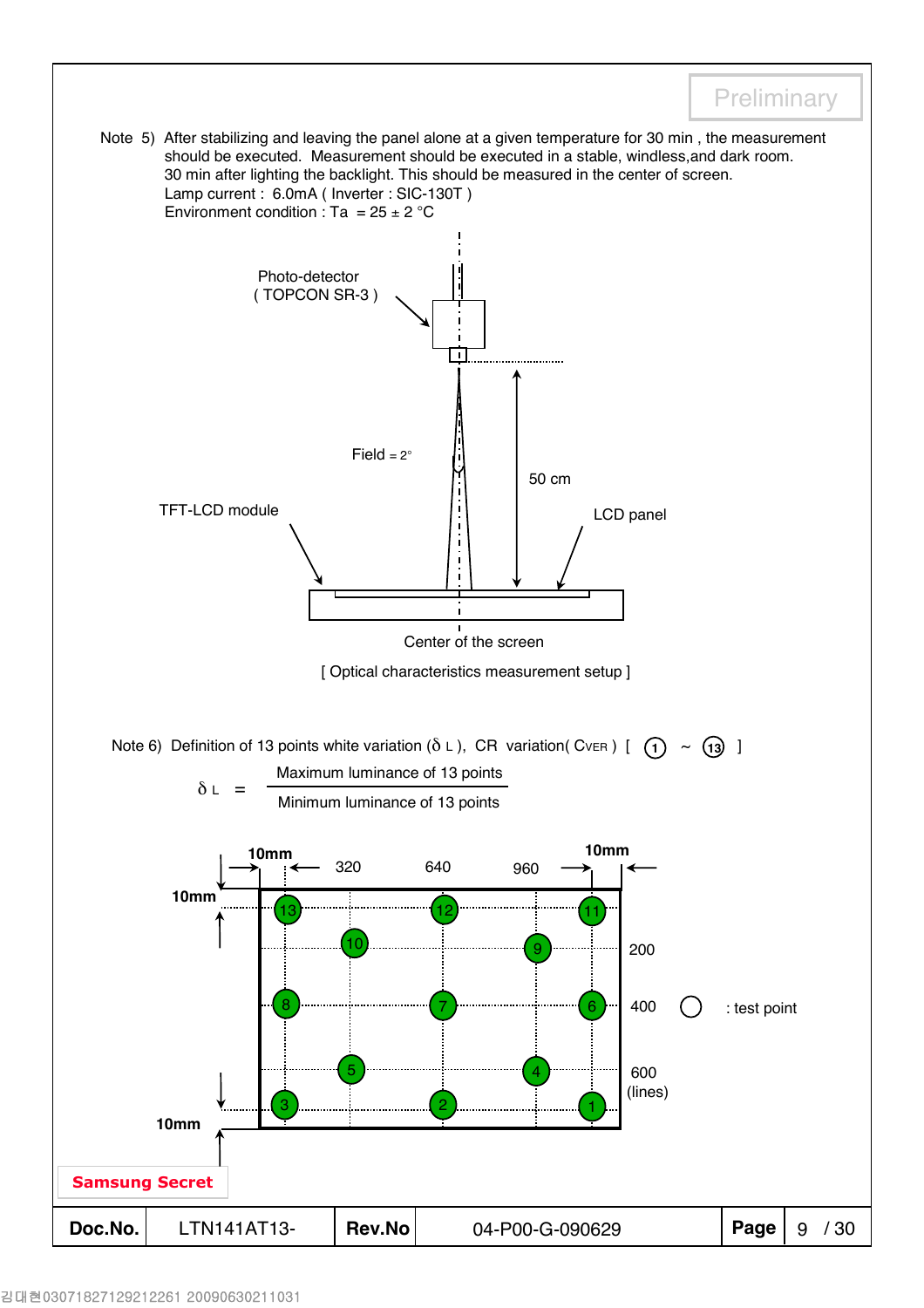Note 5) After stabilizing and leaving the panel alone at a given temperature for 30 min , the measurement should be executed. Measurement should be executed in a stable, windless,and dark room. 30 min after lighting the backlight. This should be measured in the center of screen.
Lamp current : 6.0mA ( Inverter : SIC-130T )
Environment condition : Ta = 25 ± 2 °C

Photo-detector ( TOPCON SR-3 )

Field = 2°

50 cm

TFT-LCD module

LCD panel

Center of the screen

[ Optical characteristics measurement setup ]

Note 6) Definition of 13 points white variation ($\delta_L$), CR variation( $C_{VER}$ ) [ ① ~ ⑬ ]

$$\delta_L = \frac{\text{Maximum luminance of 13 points}}{\text{Minimum luminance of 13 points}}$$

10mm, 320, 640, 960, 10mm

10mm

200

400 ○ : test point

600 (lines)

10mm

Samsung Secret

| Doc.No. | LTN141AT13- | Rev.No | 04-P00-G-090629 |
|---|---|---|---|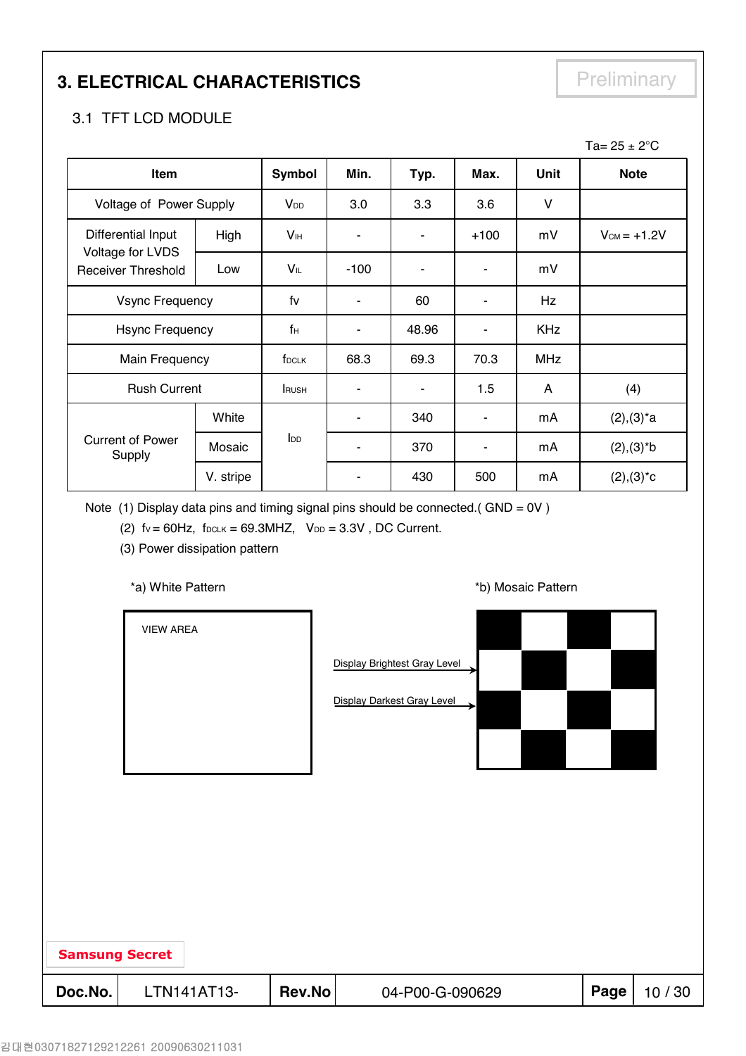# 3. ELECTRICAL CHARACTERISTICS

Preliminary

## 3.1 TFT LCD MODULE

Ta= 25 ± 2°C

| Item | | Symbol | Min. | Typ. | Max. | Unit | Note |
|---|---|---|---|---|---|---|---|
| Voltage of Power Supply | | $V_{DD}$ | 3.0 | 3.3 | 3.6 | V | |
| Differential Input Voltage for LVDS Receiver Threshold | High | $V_{IH}$ | - | - | +100 | mV | $V_{CM}$ = +1.2V |
| | Low | $V_{IL}$ | -100 | - | - | mV | |
| Vsync Frequency | | fv | - | 60 | - | Hz | |
| Hsync Frequency | | $f_H$ | - | 48.96 | - | KHz | |
| Main Frequency | | $f_{DCLK}$ | 68.3 | 69.3 | 70.3 | MHz | |
| Rush Current | | $I_{RUSH}$ | - | - | 1.5 | A | (4) |
| Current of Power Supply | White | $I_{DD}$ | - | 340 | - | mA | (2),(3)*a |
| | Mosaic | | - | 370 | - | mA | (2),(3)*b |
| | V. stripe | | - | 430 | 500 | mA | (2),(3)*c |

Note (1) Display data pins and timing signal pins should be connected.( GND = 0V )

(2) $f_V$ = 60Hz, $f_{DCLK}$ = 69.3MHZ, $V_{DD}$ = 3.3V , DC Current.

(3) Power dissipation pattern

*a) White Pattern

VIEW AREA

*b) Mosaic Pattern

Display Brightest Gray Level

Display Darkest Gray Level

Samsung Secret

| Doc.No. | LTN141AT13- | Rev.No | 04-P00-G-090629 |
|---|---|---|---|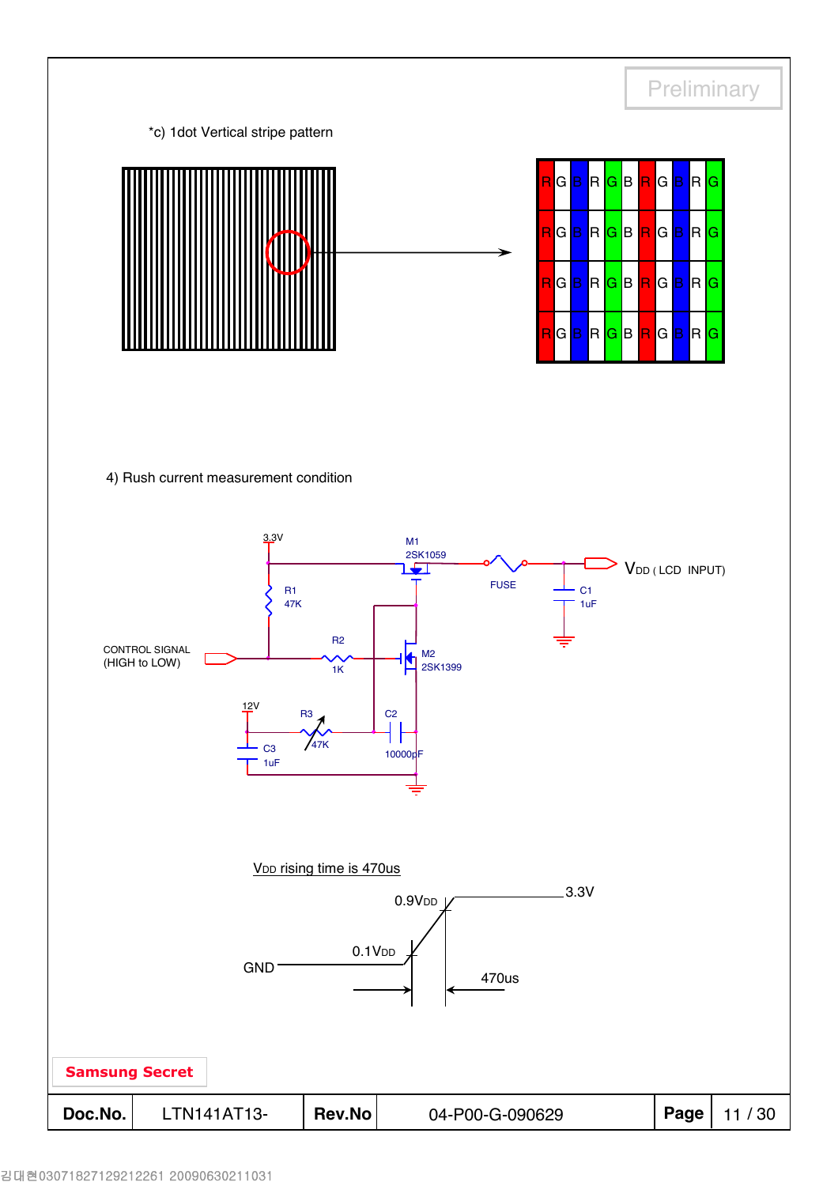*c) 1dot Vertical stripe pattern

| R | G | B | R | G | B | R | G | B | R | G |
|---|---|---|---|---|---|---|---|---|---|---|
| R | G | B | R | G | B | R | G | B | R | G |
| R | G | B | R | G | B | R | G | B | R | G |
| R | G | B | R | G | B | R | G | B | R | G |

4) Rush current measurement condition

3.3V

M1
2SK1059

FUSE

$V_{DD}$ ( LCD INPUT)

C1
1uF

R1
47K

CONTROL SIGNAL
(HIGH to LOW)

R2
1K

M2
2SK1399

12V

R3
47K

C2
10000pF

C3
1uF

$V_{DD}$ rising time is 470us

0.9$V_{DD}$

3.3V

0.1$V_{DD}$

GND

470us

Samsung Secret

| Doc.No. | LTN141AT13- | Rev.No | 04-P00-G-090629 |
|---|---|---|---|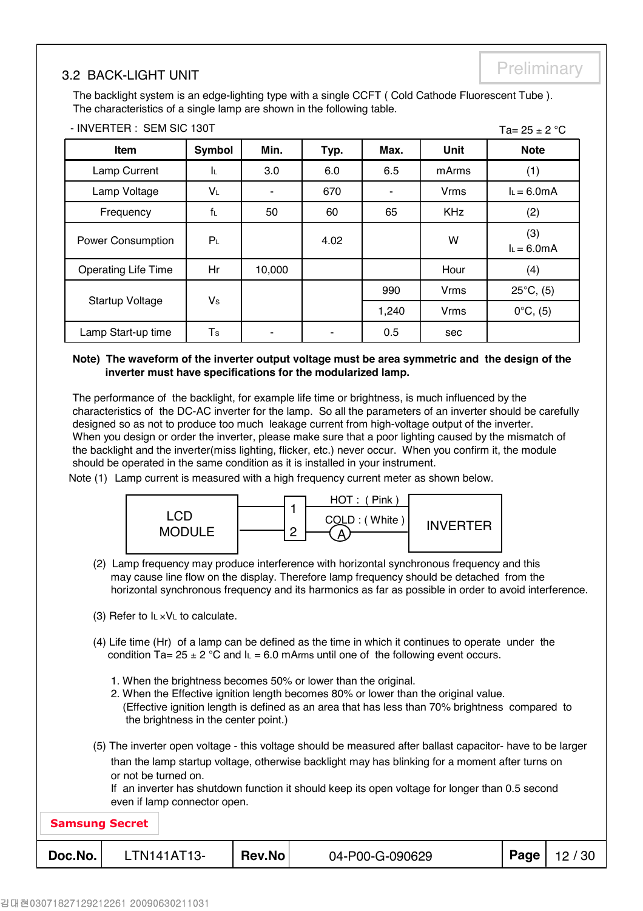### 3.2 BACK-LIGHT UNIT

Preliminary

The backlight system is an edge-lighting type with a single CCFT ( Cold Cathode Fluorescent Tube ).
The characteristics of a single lamp are shown in the following table.

- INVERTER : SEM SIC 130T

Ta= 25 ± 2 °C

| Item | Symbol | Min. | Typ. | Max. | Unit | Note |
|---|---|---|---|---|---|---|
| Lamp Current | $I_L$ | 3.0 | 6.0 | 6.5 | mArms | (1) |
| Lamp Voltage | $V_L$ | - | 670 | - | Vrms | $I_L$ = 6.0mA |
| Frequency | $f_L$ | 50 | 60 | 65 | KHz | (2) |
| Power Consumption | $P_L$ | | 4.02 | | W | (3) $I_L$ = 6.0mA |
| Operating Life Time | Hr | 10,000 | | | Hour | (4) |
| Startup Voltage | $V_S$ | | | 990 | Vrms | 25°C, (5) |
| | | | | 1,240 | Vrms | 0°C, (5) |
| Lamp Start-up time | $T_S$ | - | - | 0.5 | sec | |

**Note) The waveform of the inverter output voltage must be area symmetric and the design of the inverter must have specifications for the modularized lamp.**

The performance of the backlight, for example life time or brightness, is much influenced by the characteristics of the DC-AC inverter for the lamp. So all the parameters of an inverter should be carefully designed so as not to produce too much leakage current from high-voltage output of the inverter.
When you design or order the inverter, please make sure that a poor lighting caused by the mismatch of the backlight and the inverter(miss lighting, flicker, etc.) never occur. When you confirm it, the module should be operated in the same condition as it is installed in your instrument.

Note (1) Lamp current is measured with a high frequency current meter as shown below.

LCD MODULE — 1 — HOT : ( Pink ) — INVERTER
LCD MODULE — 2 — COLD : ( White ) — (A) — INVERTER

(2) Lamp frequency may produce interference with horizontal synchronous frequency and this may cause line flow on the display. Therefore lamp frequency should be detached from the horizontal synchronous frequency and its harmonics as far as possible in order to avoid interference.

(3) Refer to $I_L \times V_L$ to calculate.

(4) Life time (Hr) of a lamp can be defined as the time in which it continues to operate under the condition Ta= 25 ± 2 °C and $I_L$ = 6.0 mArms until one of the following event occurs.

1. When the brightness becomes 50% or lower than the original.
2. When the Effective ignition length becomes 80% or lower than the original value.
   (Effective ignition length is defined as an area that has less than 70% brightness compared to the brightness in the center point.)

(5) The inverter open voltage - this voltage should be measured after ballast capacitor- have to be larger than the lamp startup voltage, otherwise backlight may has blinking for a moment after turns on or not be turned on.
If an inverter has shutdown function it should keep its open voltage for longer than 0.5 second even if lamp connector open.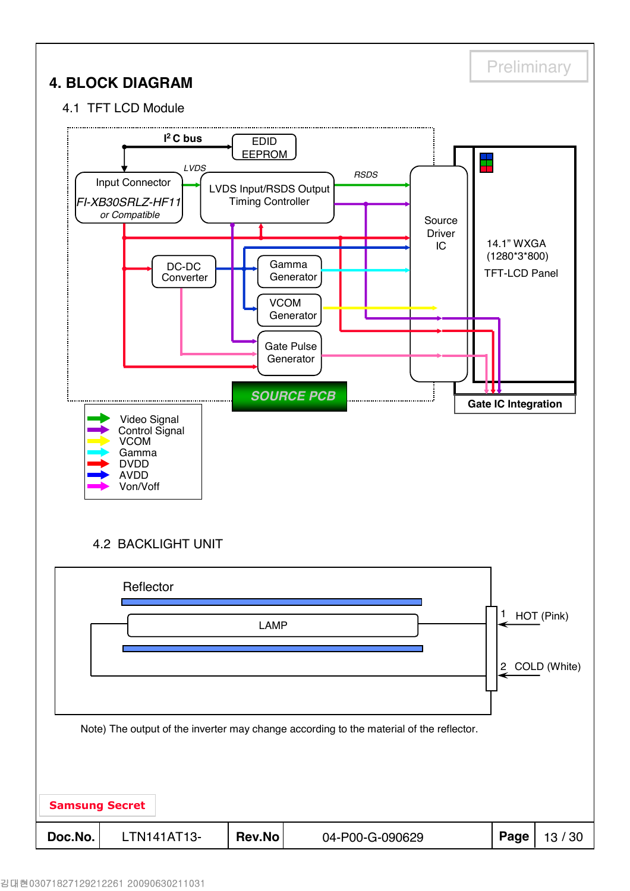# 4. BLOCK DIAGRAM

## 4.1 TFT LCD Module

I²C bus

EDID EEPROM

Input Connector
FI-XB30SRLZ-HF11
*or Compatible*

LVDS

LVDS Input/RSDS Output Timing Controller

RSDS

Source Driver IC

14.1" WXGA (1280*3*800) TFT-LCD Panel

DC-DC Converter

Gamma Generator

VCOM Generator

Gate Pulse Generator

SOURCE PCB

Gate IC Integration

- Video Signal
- Control Signal
- VCOM
- Gamma
- DVDD
- AVDD
- Von/Voff

## 4.2 BACKLIGHT UNIT

Reflector

LAMP

1 HOT (Pink)

2 COLD (White)

Note) The output of the inverter may change according to the material of the reflector.

Samsung Secret

| Doc.No. | LTN141AT13- | Rev.No | 04-P00-G-090629 |
|---|---|---|---|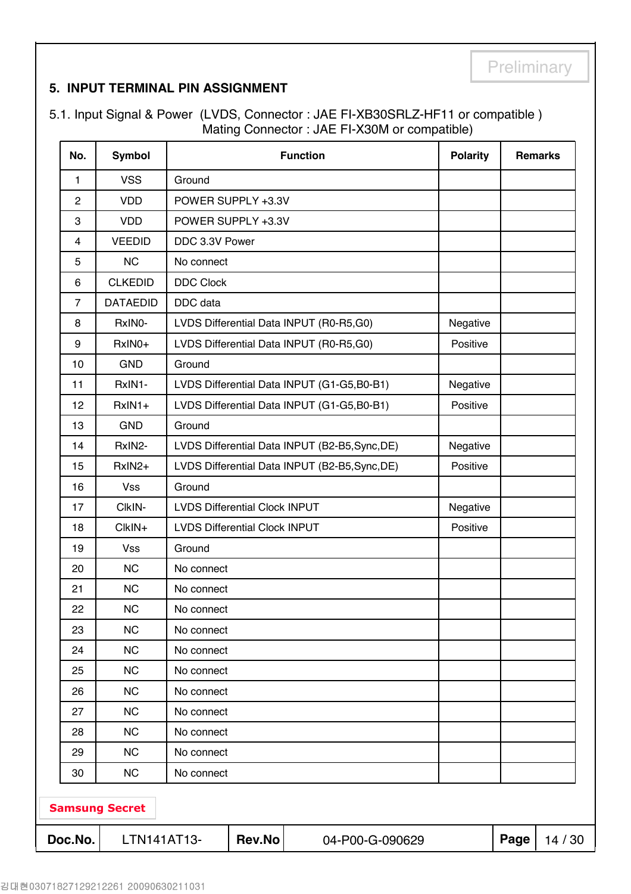Preliminary

## 5. INPUT TERMINAL PIN ASSIGNMENT

5.1. Input Signal & Power (LVDS, Connector : JAE FI-XB30SRLZ-HF11 or compatible )
Mating Connector : JAE FI-X30M or compatible)

| No. | Symbol | Function | Polarity | Remarks |
|---|---|---|---|---|
| 1 | VSS | Ground | | |
| 2 | VDD | POWER SUPPLY +3.3V | | |
| 3 | VDD | POWER SUPPLY +3.3V | | |
| 4 | VEEDID | DDC 3.3V Power | | |
| 5 | NC | No connect | | |
| 6 | CLKEDID | DDC Clock | | |
| 7 | DATAEDID | DDC data | | |
| 8 | RxIN0- | LVDS Differential Data INPUT (R0-R5,G0) | Negative | |
| 9 | RxIN0+ | LVDS Differential Data INPUT (R0-R5,G0) | Positive | |
| 10 | GND | Ground | | |
| 11 | RxIN1- | LVDS Differential Data INPUT (G1-G5,B0-B1) | Negative | |
| 12 | RxIN1+ | LVDS Differential Data INPUT (G1-G5,B0-B1) | Positive | |
| 13 | GND | Ground | | |
| 14 | RxIN2- | LVDS Differential Data INPUT (B2-B5,Sync,DE) | Negative | |
| 15 | RxIN2+ | LVDS Differential Data INPUT (B2-B5,Sync,DE) | Positive | |
| 16 | Vss | Ground | | |
| 17 | ClkIN- | LVDS Differential Clock INPUT | Negative | |
| 18 | ClkIN+ | LVDS Differential Clock INPUT | Positive | |
| 19 | Vss | Ground | | |
| 20 | NC | No connect | | |
| 21 | NC | No connect | | |
| 22 | NC | No connect | | |
| 23 | NC | No connect | | |
| 24 | NC | No connect | | |
| 25 | NC | No connect | | |
| 26 | NC | No connect | | |
| 27 | NC | No connect | | |
| 28 | NC | No connect | | |
| 29 | NC | No connect | | |
| 30 | NC | No connect | | |

**Samsung Secret**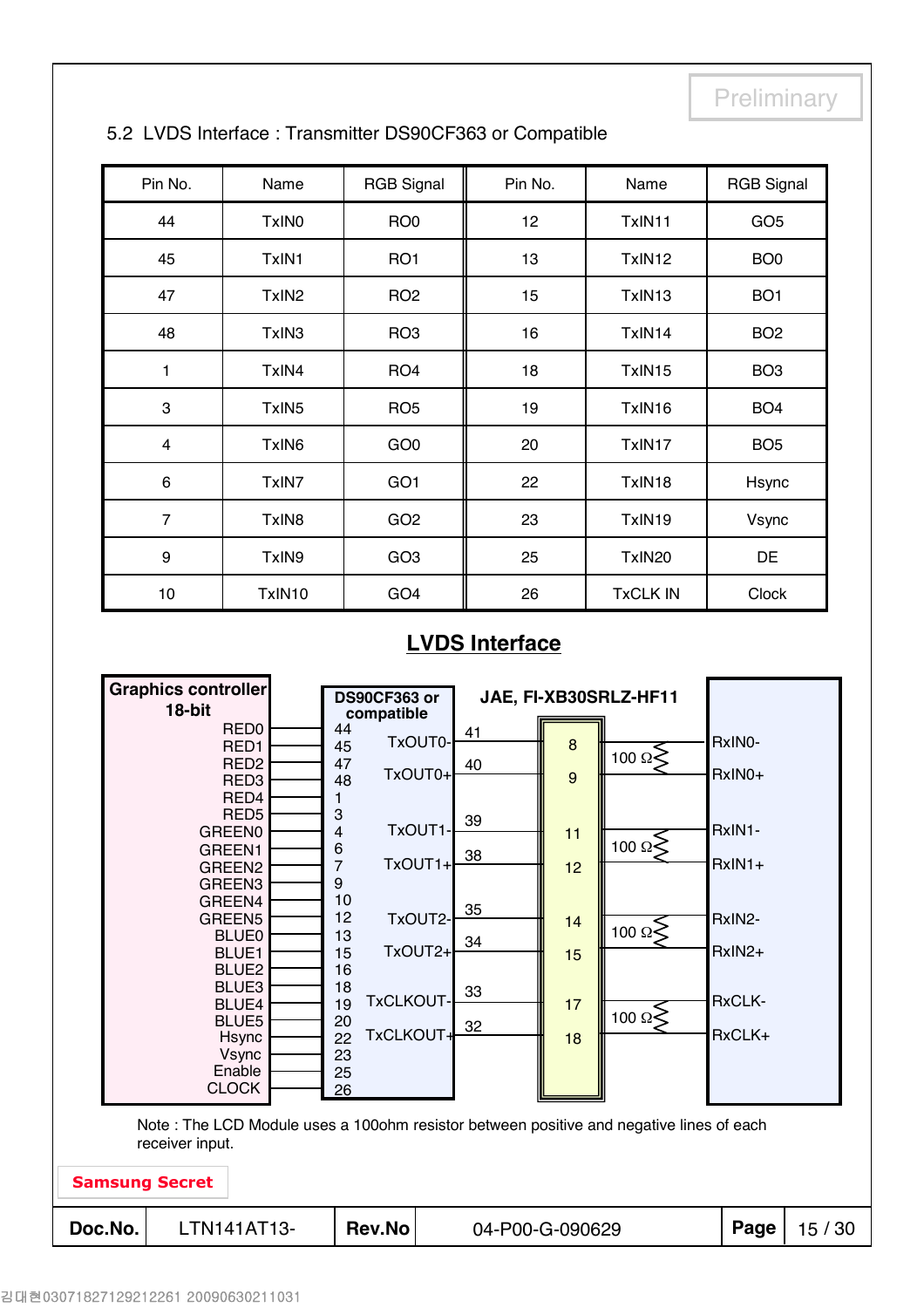Preliminary

5.2 LVDS Interface : Transmitter DS90CF363 or Compatible

| Pin No. | Name | RGB Signal | Pin No. | Name | RGB Signal |
|---|---|---|---|---|---|
| 44 | TxIN0 | RO0 | 12 | TxIN11 | GO5 |
| 45 | TxIN1 | RO1 | 13 | TxIN12 | BO0 |
| 47 | TxIN2 | RO2 | 15 | TxIN13 | BO1 |
| 48 | TxIN3 | RO3 | 16 | TxIN14 | BO2 |
| 1 | TxIN4 | RO4 | 18 | TxIN15 | BO3 |
| 3 | TxIN5 | RO5 | 19 | TxIN16 | BO4 |
| 4 | TxIN6 | GO0 | 20 | TxIN17 | BO5 |
| 6 | TxIN7 | GO1 | 22 | TxIN18 | Hsync |
| 7 | TxIN8 | GO2 | 23 | TxIN19 | Vsync |
| 9 | TxIN9 | GO3 | 25 | TxIN20 | DE |
| 10 | TxIN10 | GO4 | 26 | TxCLK IN | Clock |

## LVDS Interface

Graphics controller 18-bit: RED0, RED1, RED2, RED3, RED4, RED5, GREEN0, GREEN1, GREEN2, GREEN3, GREEN4, GREEN5, BLUE0, BLUE1, BLUE2, BLUE3, BLUE4, BLUE5, Hsync, Vsync, Enable, CLOCK

DS90CF363 or compatible: 44, 45, 47, 48, 1, 3, 4, 6, 7, 9, 10, 12, 13, 15, 16, 18, 19, 20, 22, 23, 25, 26

JAE, FI-XB30SRLZ-HF11

| Transmitter Output | Pin | Connector Pin | Termination | Receiver Input |
|---|---|---|---|---|
| TxOUT0- | 41 | 8 | 100 Ω | RxIN0- |
| TxOUT0+ | 40 | 9 | | RxIN0+ |
| TxOUT1- | 39 | 11 | 100 Ω | RxIN1- |
| TxOUT1+ | 38 | 12 | | RxIN1+ |
| TxOUT2- | 35 | 14 | 100 Ω | RxIN2- |
| TxOUT2+ | 34 | 15 | | RxIN2+ |
| TxCLKOUT- | 33 | 17 | 100 Ω | RxCLK- |
| TxCLKOUT+ | 32 | 18 | | RxCLK+ |

Note : The LCD Module uses a 100ohm resistor between positive and negative lines of each receiver input.

Samsung Secret

| Doc.No. | LTN141AT13- | Rev.No | 04-P00-G-090629 |
|---|---|---|---|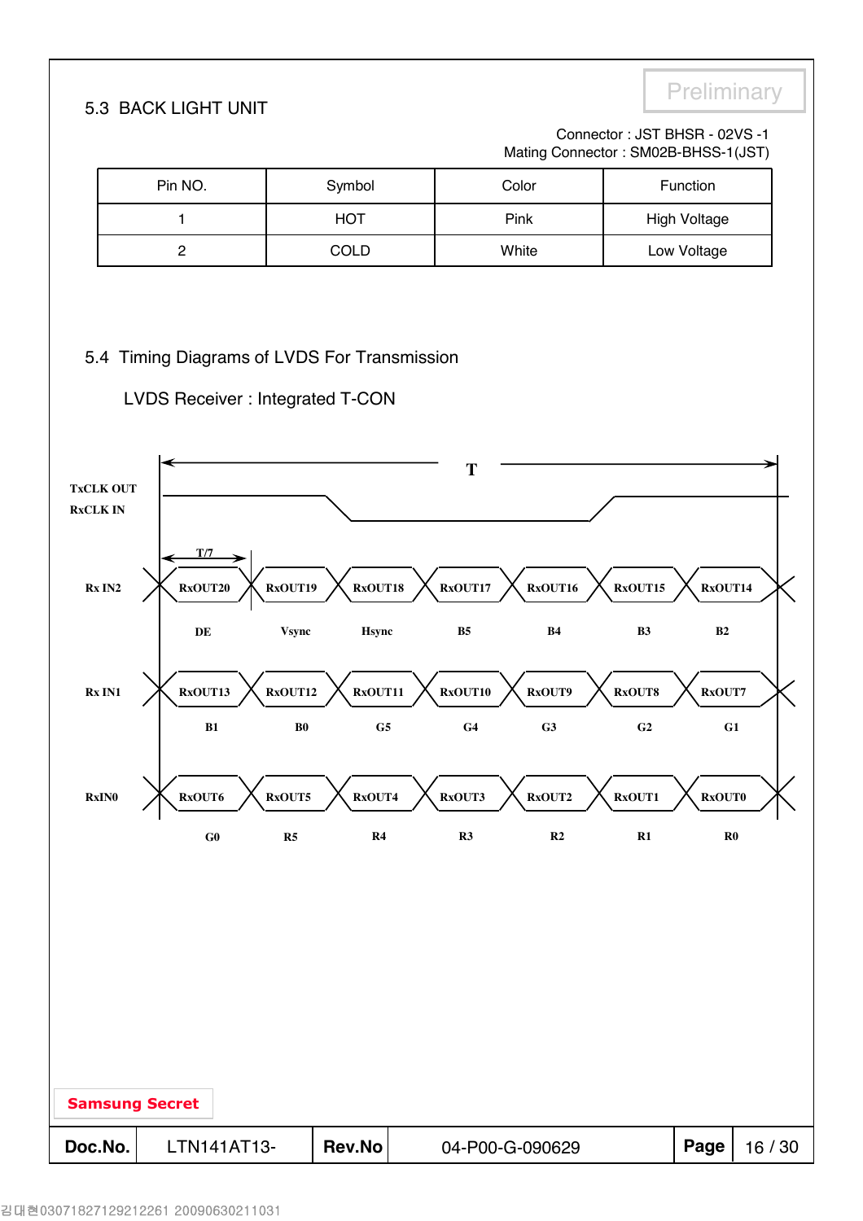## 5.3 BACK LIGHT UNIT

Connector : JST BHSR - 02VS -1
Mating Connector : SM02B-BHSS-1(JST)

| Pin NO. | Symbol | Color | Function |
|---|---|---|---|
| 1 | HOT | Pink | High Voltage |
| 2 | COLD | White | Low Voltage |

## 5.4 Timing Diagrams of LVDS For Transmission

LVDS Receiver : Integrated T-CON

T

TxCLK OUT
RxCLK IN

T/7

| | | | | | | | |
|---|---|---|---|---|---|---|---|
| Rx IN2 | RxOUT20 | RxOUT19 | RxOUT18 | RxOUT17 | RxOUT16 | RxOUT15 | RxOUT14 |
| | DE | Vsync | Hsync | B5 | B4 | B3 | B2 |
| Rx IN1 | RxOUT13 | RxOUT12 | RxOUT11 | RxOUT10 | RxOUT9 | RxOUT8 | RxOUT7 |
| | B1 | B0 | G5 | G4 | G3 | G2 | G1 |
| RxIN0 | RxOUT6 | RxOUT5 | RxOUT4 | RxOUT3 | RxOUT2 | RxOUT1 | RxOUT0 |
| | G0 | R5 | R4 | R3 | R2 | R1 | R0 |

Samsung Secret

| Doc.No. | LTN141AT13- | Rev.No | 04-P00-G-090629 |
|---|---|---|---|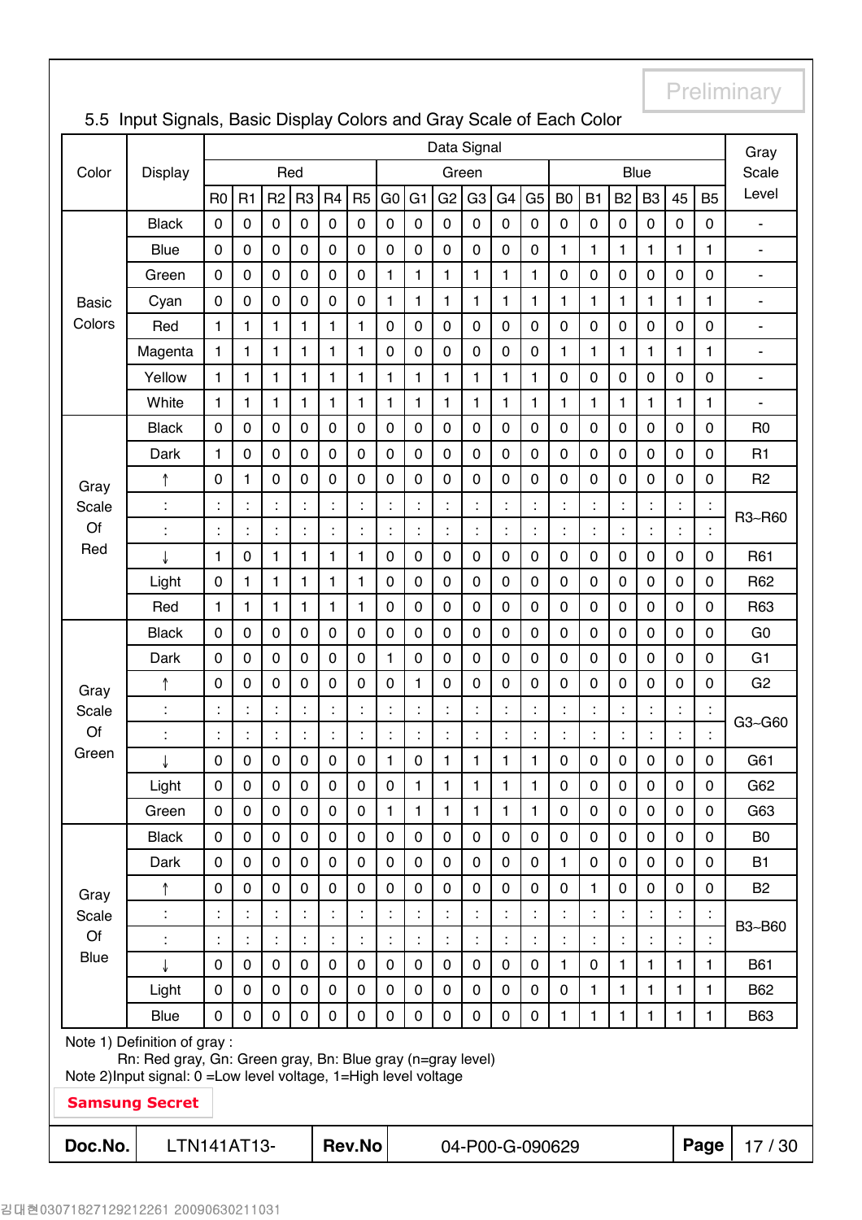Preliminary

5.5 Input Signals, Basic Display Colors and Gray Scale of Each Color

| Color | Display | Data Signal | | | | | | | | | | | | | | | | | | Gray Scale Level |
|---|---|---|---|---|---|---|---|---|---|---|---|---|---|---|---|---|---|---|---|---|
| | | Red | | | | | | Green | | | | | | Blue | | | | | | |
| | | R0 | R1 | R2 | R3 | R4 | R5 | G0 | G1 | G2 | G3 | G4 | G5 | B0 | B1 | B2 | B3 | 45 | B5 | |
| Basic Colors | Black | 0 | 0 | 0 | 0 | 0 | 0 | 0 | 0 | 0 | 0 | 0 | 0 | 0 | 0 | 0 | 0 | 0 | 0 | - |
| | Blue | 0 | 0 | 0 | 0 | 0 | 0 | 0 | 0 | 0 | 0 | 0 | 0 | 1 | 1 | 1 | 1 | 1 | 1 | - |
| | Green | 0 | 0 | 0 | 0 | 0 | 0 | 1 | 1 | 1 | 1 | 1 | 1 | 0 | 0 | 0 | 0 | 0 | 0 | - |
| | Cyan | 0 | 0 | 0 | 0 | 0 | 0 | 1 | 1 | 1 | 1 | 1 | 1 | 1 | 1 | 1 | 1 | 1 | 1 | - |
| | Red | 1 | 1 | 1 | 1 | 1 | 1 | 0 | 0 | 0 | 0 | 0 | 0 | 0 | 0 | 0 | 0 | 0 | 0 | - |
| | Magenta | 1 | 1 | 1 | 1 | 1 | 1 | 0 | 0 | 0 | 0 | 0 | 0 | 1 | 1 | 1 | 1 | 1 | 1 | - |
| | Yellow | 1 | 1 | 1 | 1 | 1 | 1 | 1 | 1 | 1 | 1 | 1 | 1 | 0 | 0 | 0 | 0 | 0 | 0 | - |
| | White | 1 | 1 | 1 | 1 | 1 | 1 | 1 | 1 | 1 | 1 | 1 | 1 | 1 | 1 | 1 | 1 | 1 | 1 | - |
| Gray Scale Of Red | Black | 0 | 0 | 0 | 0 | 0 | 0 | 0 | 0 | 0 | 0 | 0 | 0 | 0 | 0 | 0 | 0 | 0 | 0 | R0 |
| | Dark | 1 | 0 | 0 | 0 | 0 | 0 | 0 | 0 | 0 | 0 | 0 | 0 | 0 | 0 | 0 | 0 | 0 | 0 | R1 |
| | ↑ | 0 | 1 | 0 | 0 | 0 | 0 | 0 | 0 | 0 | 0 | 0 | 0 | 0 | 0 | 0 | 0 | 0 | 0 | R2 |
| | : | : | : | : | : | : | : | : | : | : | : | : | : | : | : | : | : | : | : | R3~R60 |
| | : | : | : | : | : | : | : | : | : | : | : | : | : | : | : | : | : | : | : | |
| | ↓ | 1 | 0 | 1 | 1 | 1 | 1 | 0 | 0 | 0 | 0 | 0 | 0 | 0 | 0 | 0 | 0 | 0 | 0 | R61 |
| | Light | 0 | 1 | 1 | 1 | 1 | 1 | 0 | 0 | 0 | 0 | 0 | 0 | 0 | 0 | 0 | 0 | 0 | 0 | R62 |
| | Red | 1 | 1 | 1 | 1 | 1 | 1 | 0 | 0 | 0 | 0 | 0 | 0 | 0 | 0 | 0 | 0 | 0 | 0 | R63 |
| Gray Scale Of Green | Black | 0 | 0 | 0 | 0 | 0 | 0 | 0 | 0 | 0 | 0 | 0 | 0 | 0 | 0 | 0 | 0 | 0 | 0 | G0 |
| | Dark | 0 | 0 | 0 | 0 | 0 | 0 | 1 | 0 | 0 | 0 | 0 | 0 | 0 | 0 | 0 | 0 | 0 | 0 | G1 |
| | ↑ | 0 | 0 | 0 | 0 | 0 | 0 | 0 | 1 | 0 | 0 | 0 | 0 | 0 | 0 | 0 | 0 | 0 | 0 | G2 |
| | : | : | : | : | : | : | : | : | : | : | : | : | : | : | : | : | : | : | : | G3~G60 |
| | : | : | : | : | : | : | : | : | : | : | : | : | : | : | : | : | : | : | : | |
| | ↓ | 0 | 0 | 0 | 0 | 0 | 0 | 1 | 0 | 1 | 1 | 1 | 1 | 0 | 0 | 0 | 0 | 0 | 0 | G61 |
| | Light | 0 | 0 | 0 | 0 | 0 | 0 | 0 | 1 | 1 | 1 | 1 | 1 | 0 | 0 | 0 | 0 | 0 | 0 | G62 |
| | Green | 0 | 0 | 0 | 0 | 0 | 0 | 1 | 1 | 1 | 1 | 1 | 1 | 0 | 0 | 0 | 0 | 0 | 0 | G63 |
| Gray Scale Of Blue | Black | 0 | 0 | 0 | 0 | 0 | 0 | 0 | 0 | 0 | 0 | 0 | 0 | 0 | 0 | 0 | 0 | 0 | 0 | B0 |
| | Dark | 0 | 0 | 0 | 0 | 0 | 0 | 0 | 0 | 0 | 0 | 0 | 0 | 1 | 0 | 0 | 0 | 0 | 0 | B1 |
| | ↑ | 0 | 0 | 0 | 0 | 0 | 0 | 0 | 0 | 0 | 0 | 0 | 0 | 0 | 1 | 0 | 0 | 0 | 0 | B2 |
| | : | : | : | : | : | : | : | : | : | : | : | : | : | : | : | : | : | : | : | B3~B60 |
| | : | : | : | : | : | : | : | : | : | : | : | : | : | : | : | : | : | : | : | |
| | ↓ | 0 | 0 | 0 | 0 | 0 | 0 | 0 | 0 | 0 | 0 | 0 | 0 | 1 | 0 | 1 | 1 | 1 | 1 | B61 |
| | Light | 0 | 0 | 0 | 0 | 0 | 0 | 0 | 0 | 0 | 0 | 0 | 0 | 0 | 1 | 1 | 1 | 1 | 1 | B62 |
| | Blue | 0 | 0 | 0 | 0 | 0 | 0 | 0 | 0 | 0 | 0 | 0 | 0 | 1 | 1 | 1 | 1 | 1 | 1 | B63 |

Note 1) Definition of gray :
Rn: Red gray, Gn: Green gray, Bn: Blue gray (n=gray level)

Note 2)Input signal: 0 =Low level voltage, 1=High level voltage

**Samsung Secret**

| **Doc.No.** | LTN141AT13- | **Rev.No** | 04-P00-G-090629 | **Page** |
|---|---|---|---|---|

김대현030718271292122611 20090630211031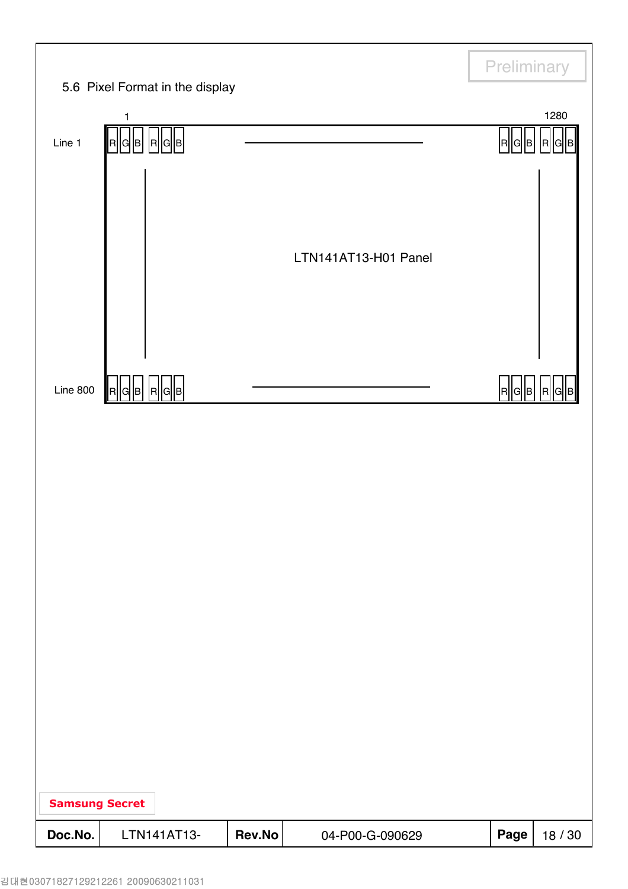Preliminary

## 5.6 Pixel Format in the display

| | 1 | | 1280 |
|---|---|---|---|
| Line 1 | R G B R G B | | R G B R G B |
| | | LTN141AT13-H01 Panel | |
| Line 800 | R G B R G B | | R G B R G B |

Samsung Secret

| Doc.No. | LTN141AT13- | Rev.No | 04-P00-G-090629 |
|---|---|---|---|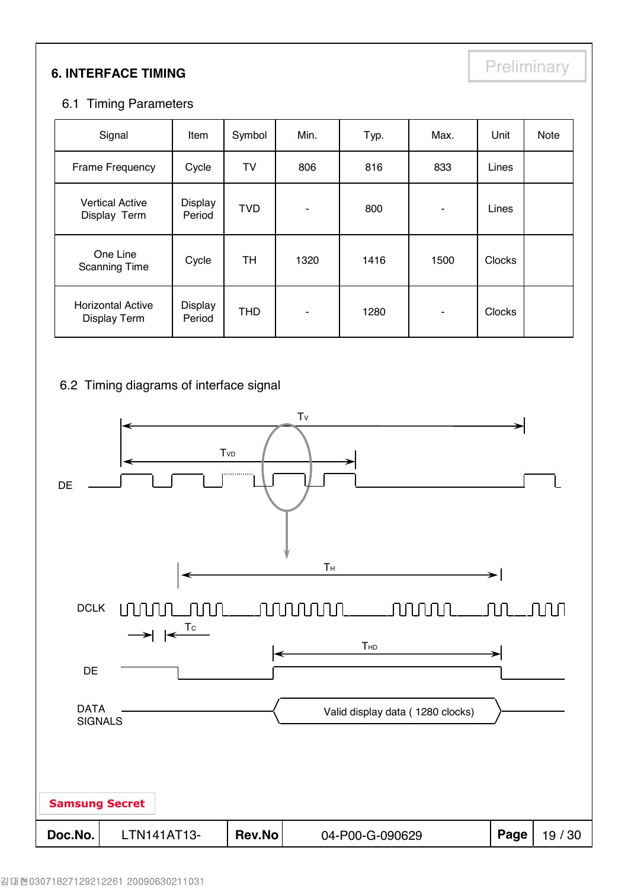# 6. INTERFACE TIMING

## 6.1 Timing Parameters

| Signal | Item | Symbol | Min. | Typ. | Max. | Unit | Note |
|---|---|---|---|---|---|---|---|
| Frame Frequency | Cycle | TV | 806 | 816 | 833 | Lines | |
| Vertical Active Display Term | Display Period | TVD | - | 800 | - | Lines | |
| One Line Scanning Time | Cycle | TH | 1320 | 1416 | 1500 | Clocks | |
| Horizontal Active Display Term | Display Period | THD | - | 1280 | - | Clocks | |

## 6.2 Timing diagrams of interface signal

$T_V$

$T_{VD}$

DE

$T_H$

DCLK

$T_C$

$T_{HD}$

DE

DATA SIGNALS

Valid display data ( 1280 clocks)

Samsung Secret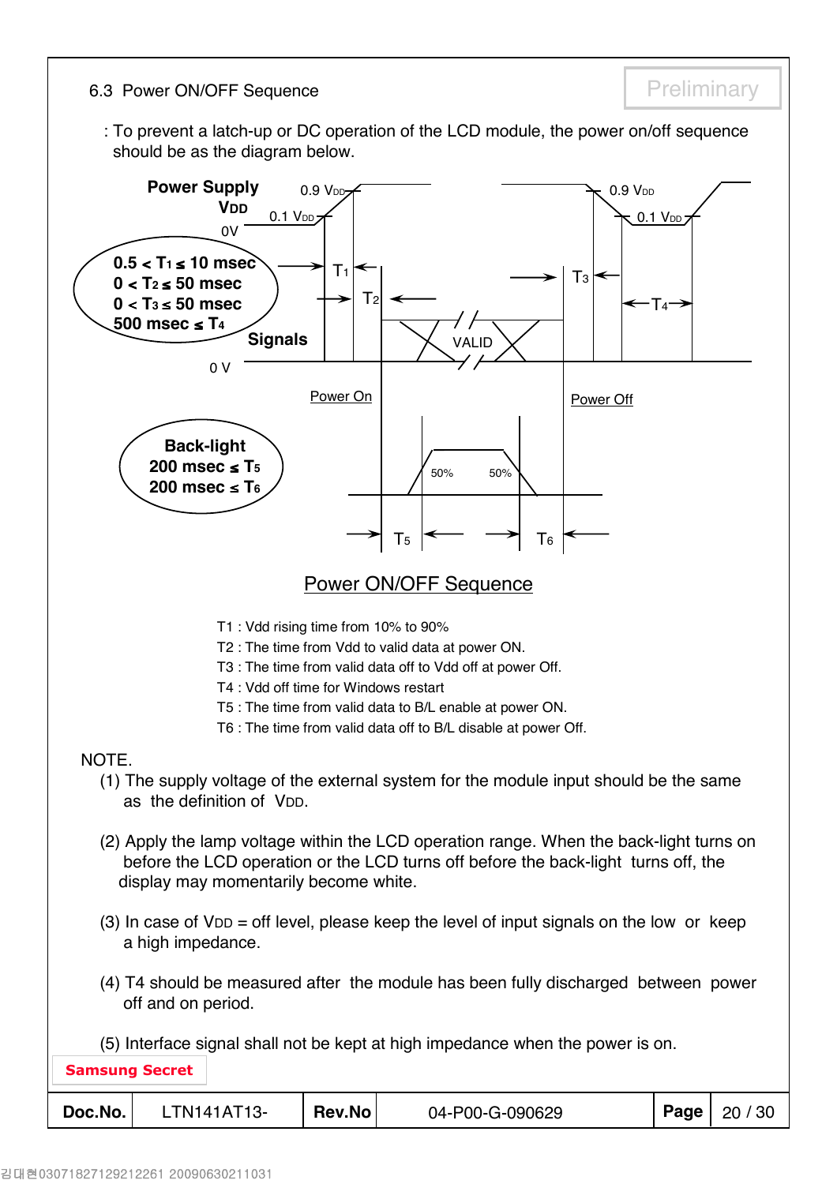### 6.3 Power ON/OFF Sequence

Preliminary

: To prevent a latch-up or DC operation of the LCD module, the power on/off sequence should be as the diagram below.

**Power Supply**
**$V_{DD}$**

$0.5 < T_1 \leq 10$ msec
$0 < T_2 \leq 50$ msec
$0 < T_3 \leq 50$ msec
$500$ msec $\leq T_4$

**Signals**

**Back-light**
$200$ msec $\leq T_5$
$200$ msec $\leq T_6$

Power On

Power Off

VALID

Power ON/OFF Sequence

T1 : Vdd rising time from 10% to 90%
T2 : The time from Vdd to valid data at power ON.
T3 : The time from valid data off to Vdd off at power Off.
T4 : Vdd off time for Windows restart
T5 : The time from valid data to B/L enable at power ON.
T6 : The time from valid data off to B/L disable at power Off.

NOTE.

(1) The supply voltage of the external system for the module input should be the same as the definition of $V_{DD}$.

(2) Apply the lamp voltage within the LCD operation range. When the back-light turns on before the LCD operation or the LCD turns off before the back-light turns off, the display may momentarily become white.

(3) In case of $V_{DD}$ = off level, please keep the level of input signals on the low or keep a high impedance.

(4) T4 should be measured after the module has been fully discharged between power off and on period.

(5) Interface signal shall not be kept at high impedance when the power is on.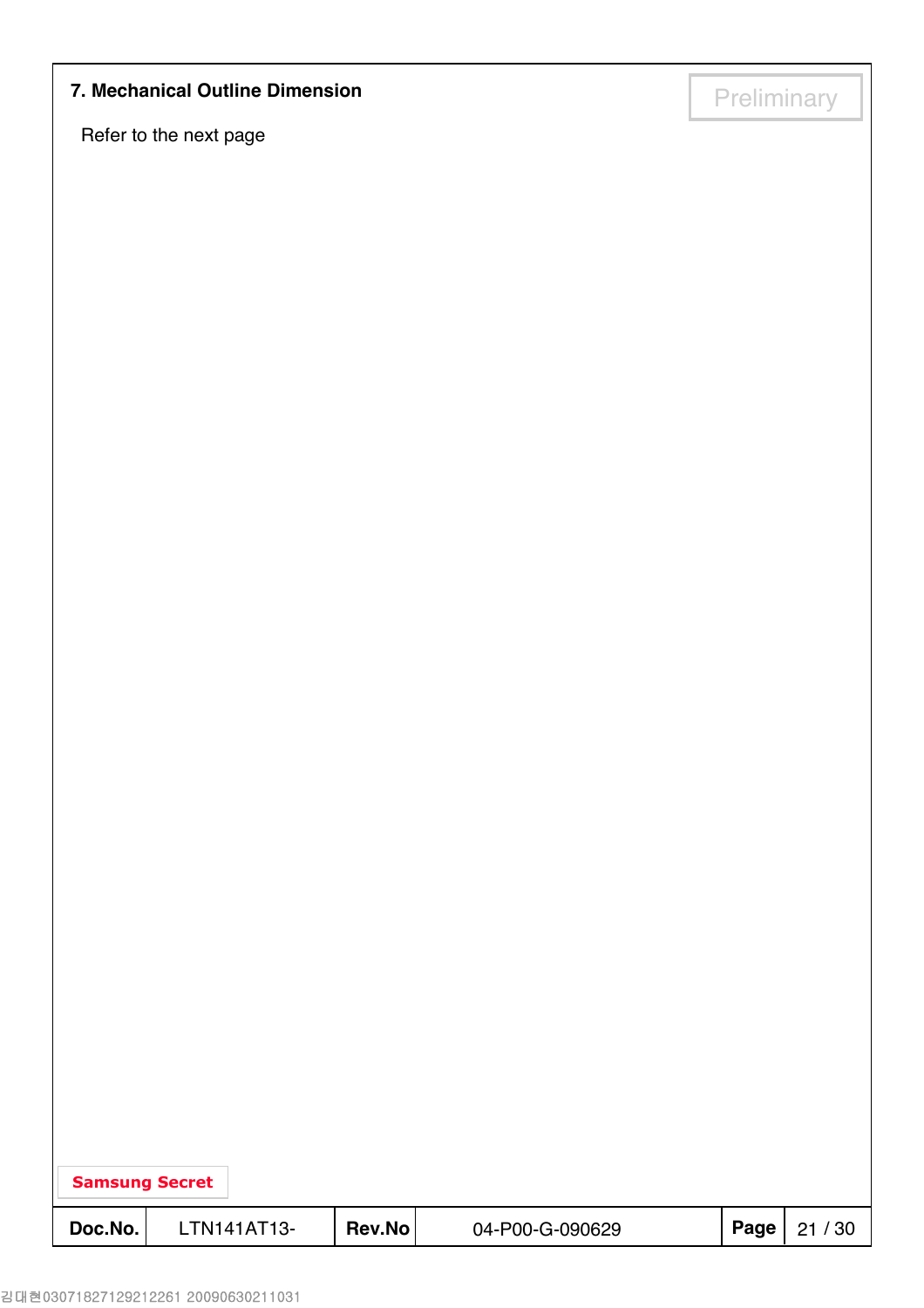## 7. Mechanical Outline Dimension

Refer to the next page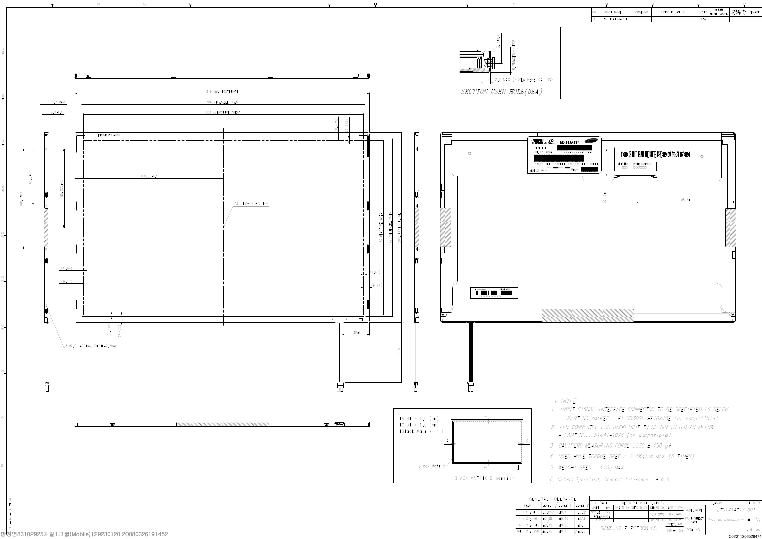SECTION USER HOLE(8EA)

2.5 MAX (SCREW PENETRATION)

BLACK MATRIX Dimension

* NOTE

1. INPUT SIGNAL INTERFACE CONNECTOR TO BE SPECIFIED AS BELOW.
   - PART NO./MAKER : FI-XB30SL-HF10/JAE (or compatible)
2. LED CONNECTOR FOR BACKLIGHT TO BE SPECIFIED AS BELOW.
   - PART NO. : 51441-1028 (or compatible)
3. CALIPERS MEASURING FORCE : 530 ± 150 gf
4. USER HOLE TORQUE SPEC : 2.5Kgfcm MAX (5 TIMES)
5. WEIGHT SPEC : 410g MAX
6. Unless Specified, General Tolerance : ± 0.5

SAMSUNG ELECTRONICS

MODEL NAME: LTN141AT13-001

PART/SHEET NAME: Outline Dimension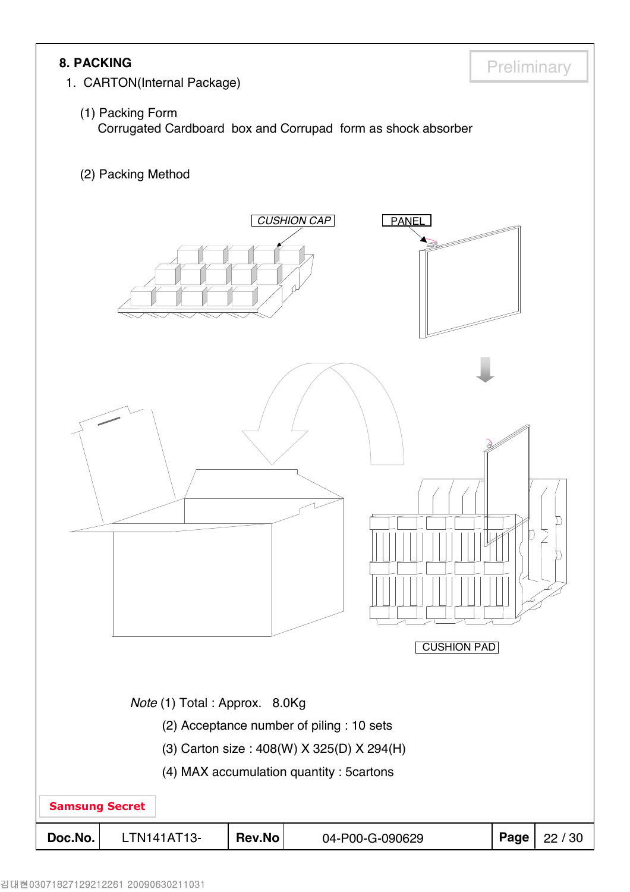## 8. PACKING

1. CARTON(Internal Package)

   (1) Packing Form
   Corrugated Cardboard box and Corrupad form as shock absorber

   (2) Packing Method

CUSHION CAP

PANEL

CUSHION PAD

*Note* (1) Total : Approx. 8.0Kg

(2) Acceptance number of piling : 10 sets

(3) Carton size : 408(W) X 325(D) X 294(H)

(4) MAX accumulation quantity : 5cartons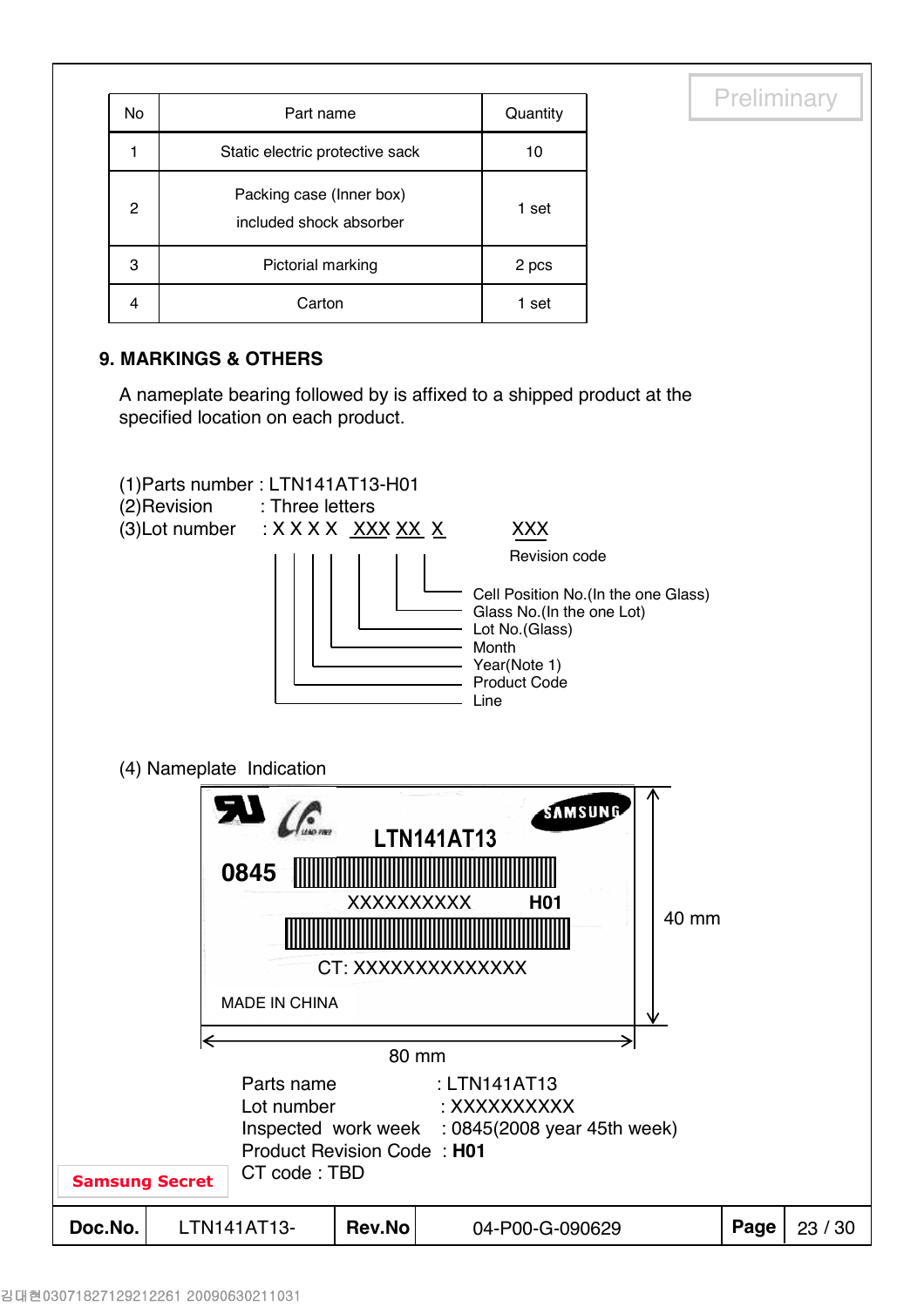Preliminary

| No | Part name | Quantity |
|---|---|---|
| 1 | Static electric protective sack | 10 |
| 2 | Packing case (Inner box) included shock absorber | 1 set |
| 3 | Pictorial marking | 2 pcs |
| 4 | Carton | 1 set |

## 9. MARKINGS & OTHERS

A nameplate bearing followed by is affixed to a shipped product at the specified location on each product.

(1)Parts number : LTN141AT13-H01
(2)Revision : Three letters
(3)Lot number : X X X X XXX XX X XXX

- XXX: Revision code
- Cell Position No.(In the one Glass)
- Glass No.(In the one Lot)
- Lot No.(Glass)
- Month
- Year(Note 1)
- Product Code
- Line

(4) Nameplate Indication

SAMSUNG
LTN141AT13
0845
XXXXXXXXXX H01
CT: XXXXXXXXXXXXXX
MADE IN CHINA

40 mm
80 mm

Parts name : LTN141AT13
Lot number : XXXXXXXXXX
Inspected work week : 0845(2008 year 45th week)
Product Revision Code : **H01**
CT code : TBD

Samsung Secret

| Doc.No. | LTN141AT13- | Rev.No | 04-P00-G-090629 |
|---|---|---|---|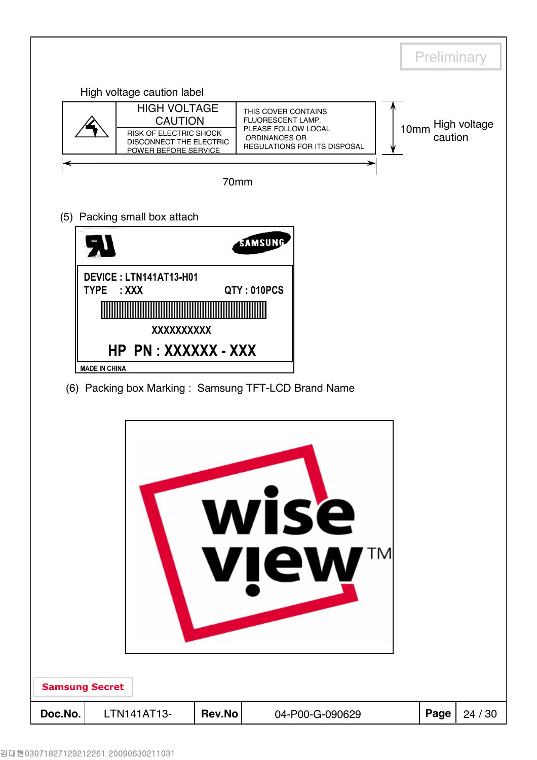Preliminary

High voltage caution label

| | HIGH VOLTAGE CAUTION<br>RISK OF ELECTRIC SHOCK DISCONNECT THE ELECTRIC POWER BEFORE SERVICE | THIS COVER CONTAINS FLUORESCENT LAMP. PLEASE FOLLOW LOCAL ORDINANCES OR REGULATIONS FOR ITS DISPOSAL |
|---|---|---|

70mm

10mm High voltage caution

(5) Packing small box attach

SAMSUNG

DEVICE : LTN141AT13-H01

TYPE : XXX QTY : 010PCS

XXXXXXXXXX

HP PN : XXXXXX - XXX

MADE IN CHINA

(6) Packing box Marking : Samsung TFT-LCD Brand Name

wise view™

Samsung Secret

| Doc.No. | LTN141AT13- | Rev.No | 04-P00-G-090629 |
|---|---|---|---|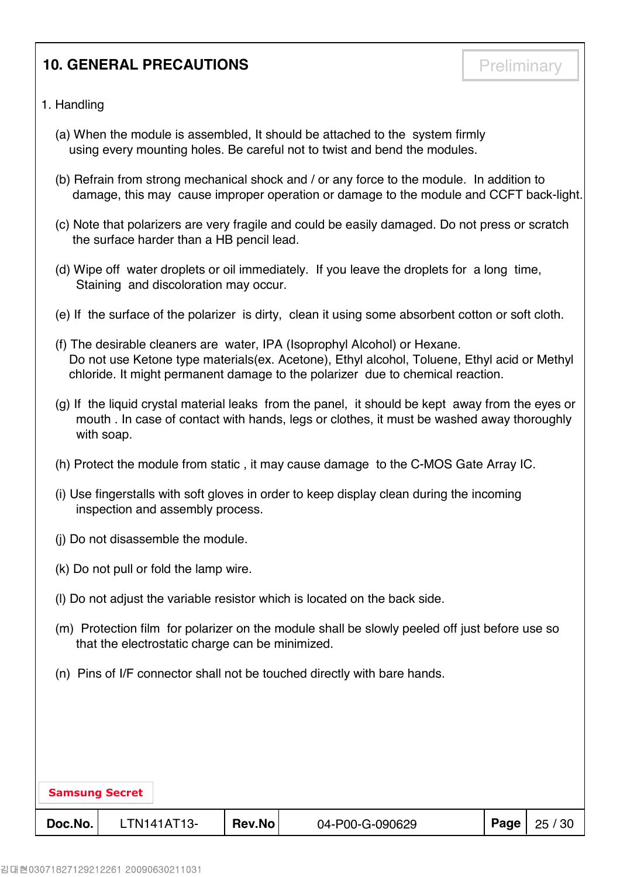# 10. GENERAL PRECAUTIONS

Preliminary

1. Handling

(a) When the module is assembled, It should be attached to the system firmly using every mounting holes. Be careful not to twist and bend the modules.

(b) Refrain from strong mechanical shock and / or any force to the module. In addition to damage, this may cause improper operation or damage to the module and CCFT back-light.

(c) Note that polarizers are very fragile and could be easily damaged. Do not press or scratch the surface harder than a HB pencil lead.

(d) Wipe off water droplets or oil immediately. If you leave the droplets for a long time, Staining and discoloration may occur.

(e) If the surface of the polarizer is dirty, clean it using some absorbent cotton or soft cloth.

(f) The desirable cleaners are water, IPA (Isoprophyl Alcohol) or Hexane. Do not use Ketone type materials(ex. Acetone), Ethyl alcohol, Toluene, Ethyl acid or Methyl chloride. It might permanent damage to the polarizer due to chemical reaction.

(g) If the liquid crystal material leaks from the panel, it should be kept away from the eyes or mouth . In case of contact with hands, legs or clothes, it must be washed away thoroughly with soap.

(h) Protect the module from static , it may cause damage to the C-MOS Gate Array IC.

(i) Use fingerstalls with soft gloves in order to keep display clean during the incoming inspection and assembly process.

(j) Do not disassemble the module.

(k) Do not pull or fold the lamp wire.

(l) Do not adjust the variable resistor which is located on the back side.

(m) Protection film for polarizer on the module shall be slowly peeled off just before use so that the electrostatic charge can be minimized.

(n) Pins of I/F connector shall not be touched directly with bare hands.

Samsung Secret

| Doc.No. | LTN141AT13- | Rev.No | 04-P00-G-090629 | Page | 25 / 30 |
|---|---|---|---|---|---|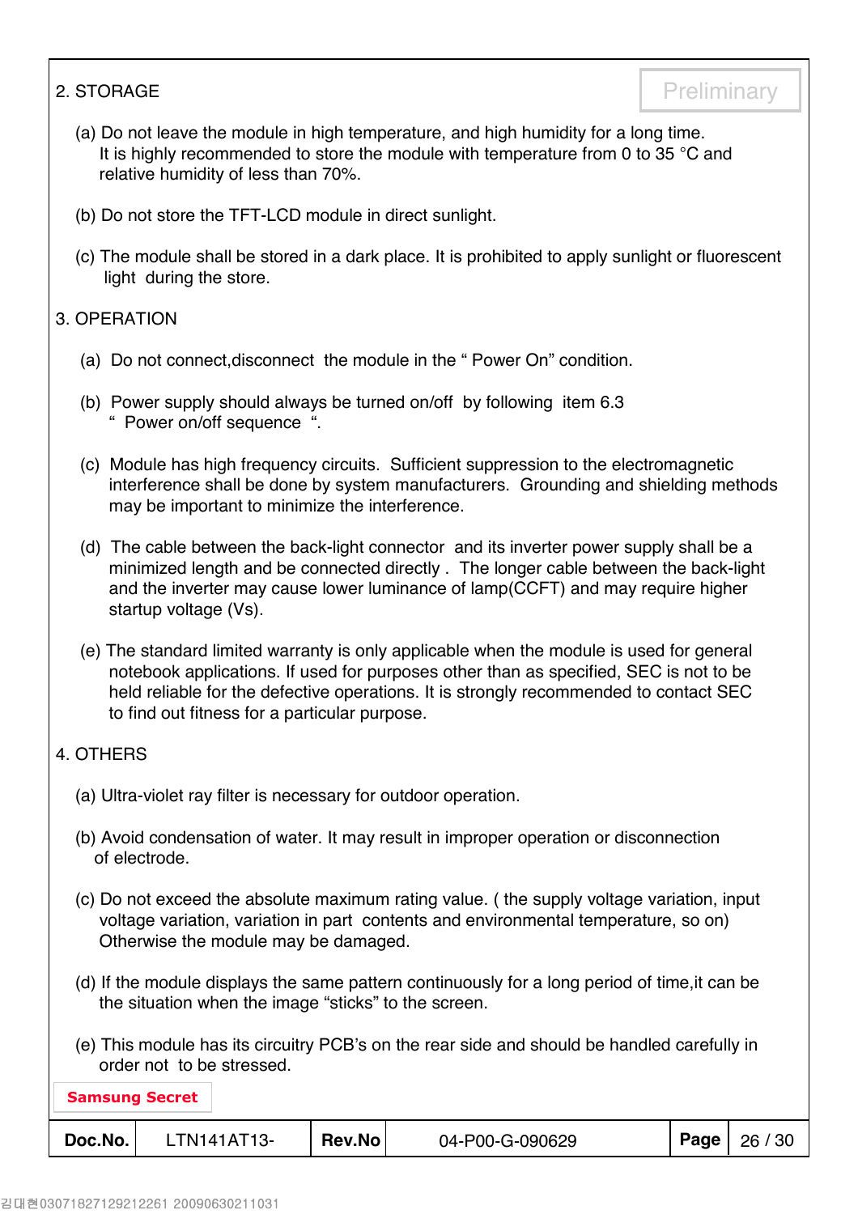## 2. STORAGE

(a) Do not leave the module in high temperature, and high humidity for a long time.
It is highly recommended to store the module with temperature from 0 to 35 °C and relative humidity of less than 70%.

(b) Do not store the TFT-LCD module in direct sunlight.

(c) The module shall be stored in a dark place. It is prohibited to apply sunlight or fluorescent light during the store.

## 3. OPERATION

(a) Do not connect,disconnect the module in the " Power On" condition.

(b) Power supply should always be turned on/off by following item 6.3 " Power on/off sequence ".

(c) Module has high frequency circuits. Sufficient suppression to the electromagnetic interference shall be done by system manufacturers. Grounding and shielding methods may be important to minimize the interference.

(d) The cable between the back-light connector and its inverter power supply shall be a minimized length and be connected directly . The longer cable between the back-light and the inverter may cause lower luminance of lamp(CCFT) and may require higher startup voltage (Vs).

(e) The standard limited warranty is only applicable when the module is used for general notebook applications. If used for purposes other than as specified, SEC is not to be held reliable for the defective operations. It is strongly recommended to contact SEC to find out fitness for a particular purpose.

## 4. OTHERS

(a) Ultra-violet ray filter is necessary for outdoor operation.

(b) Avoid condensation of water. It may result in improper operation or disconnection of electrode.

(c) Do not exceed the absolute maximum rating value. ( the supply voltage variation, input voltage variation, variation in part contents and environmental temperature, so on) Otherwise the module may be damaged.

(d) If the module displays the same pattern continuously for a long period of time,it can be the situation when the image "sticks" to the screen.

(e) This module has its circuitry PCB's on the rear side and should be handled carefully in order not to be stressed.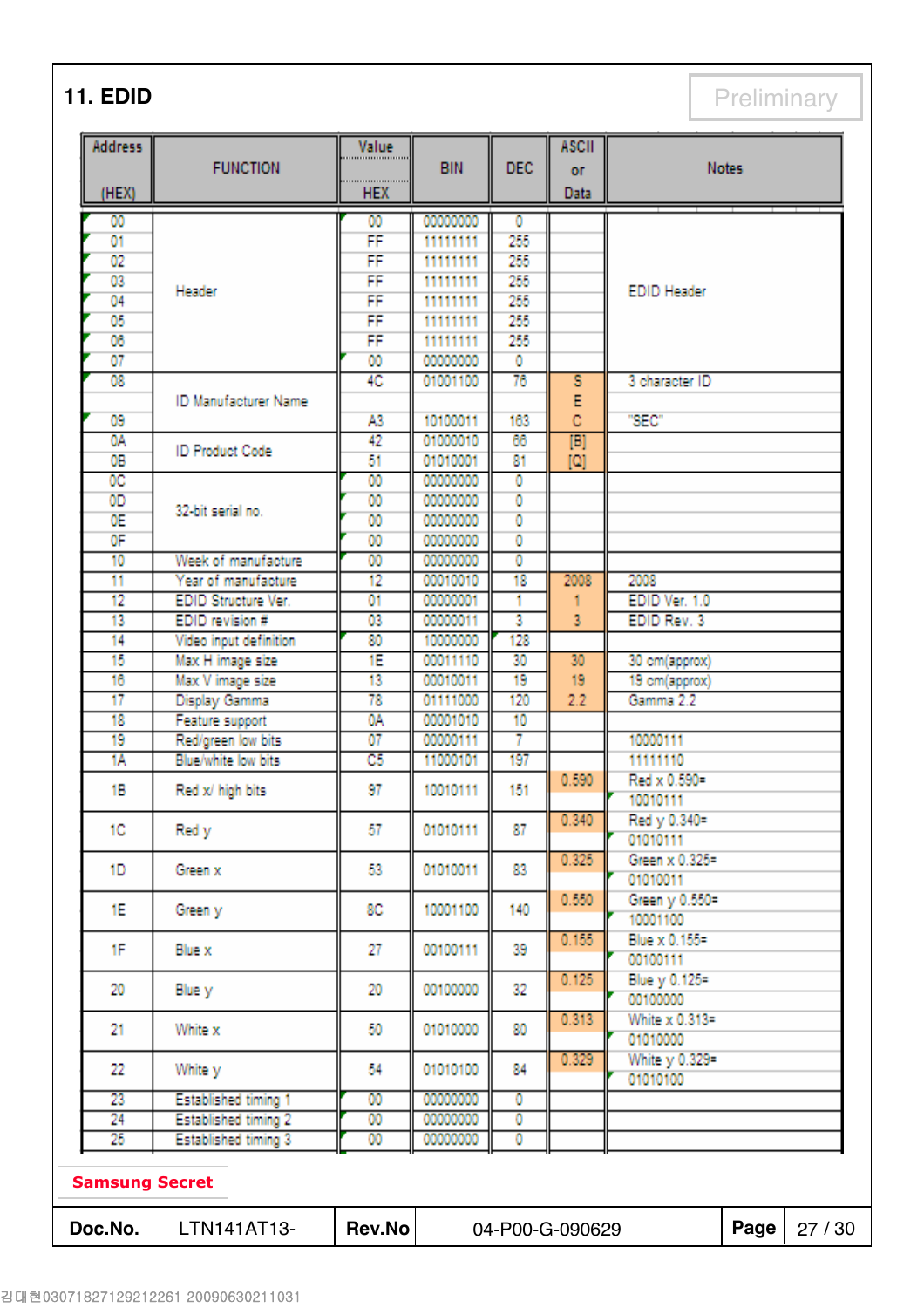## 11. EDID

Preliminary

| Address (HEX) | FUNCTION | Value HEX | BIN | DEC | ASCII or Data | Notes |
|---|---|---|---|---|---|---|
| 00 | Header | 00 | 00000000 | 0 | | EDID Header |
| 01 | | FF | 11111111 | 255 | | |
| 02 | | FF | 11111111 | 255 | | |
| 03 | | FF | 11111111 | 255 | | |
| 04 | | FF | 11111111 | 255 | | |
| 05 | | FF | 11111111 | 255 | | |
| 06 | | FF | 11111111 | 255 | | |
| 07 | | 00 | 00000000 | 0 | | |
| 08 | ID Manufacturer Name | 4C | 01001100 | 76 | S | 3 character ID |
| | | | | | E | |
| 09 | | A3 | 10100011 | 163 | C | "SEC" |
| 0A | ID Product Code | 42 | 01000010 | 66 | [B] | |
| 0B | | 51 | 01010001 | 81 | [Q] | |
| 0C | 32-bit serial no. | 00 | 00000000 | 0 | | |
| 0D | | 00 | 00000000 | 0 | | |
| 0E | | 00 | 00000000 | 0 | | |
| 0F | | 00 | 00000000 | 0 | | |
| 10 | Week of manufacture | 00 | 00000000 | 0 | | |
| 11 | Year of manufacture | 12 | 00010010 | 18 | 2008 | 2008 |
| 12 | EDID Structure Ver. | 01 | 00000001 | 1 | 1 | EDID Ver. 1.0 |
| 13 | EDID revision # | 03 | 00000011 | 3 | 3 | EDID Rev. 3 |
| 14 | Video input definition | 80 | 10000000 | 128 | | |
| 15 | Max H image size | 1E | 00011110 | 30 | 30 | 30 cm(approx) |
| 16 | Max V image size | 13 | 00010011 | 19 | 19 | 19 cm(approx) |
| 17 | Display Gamma | 78 | 01111000 | 120 | 2.2 | Gamma 2.2 |
| 18 | Feature support | 0A | 00001010 | 10 | | |
| 19 | Red/green low bits | 07 | 00000111 | 7 | | 10000111 |
| 1A | Blue/white low bits | C5 | 11000101 | 197 | | 11111110 |
| 1B | Red x/ high bits | 97 | 10010111 | 151 | 0.590 | Red x 0.590= 10010111 |
| 1C | Red y | 57 | 01010111 | 87 | 0.340 | Red y 0.340= 01010111 |
| 1D | Green x | 53 | 01010011 | 83 | 0.325 | Green x 0.325= 01010011 |
| 1E | Green y | 8C | 10001100 | 140 | 0.550 | Green y 0.550= 10001100 |
| 1F | Blue x | 27 | 00100111 | 39 | 0.155 | Blue x 0.155= 00100111 |
| 20 | Blue y | 20 | 00100000 | 32 | 0.125 | Blue y 0.125= 00100000 |
| 21 | White x | 50 | 01010000 | 80 | 0.313 | White x 0.313= 01010000 |
| 22 | White y | 54 | 01010100 | 84 | 0.329 | White y 0.329= 01010100 |
| 23 | Established timing 1 | 00 | 00000000 | 0 | | |
| 24 | Established timing 2 | 00 | 00000000 | 0 | | |
| 25 | Established timing 3 | 00 | 00000000 | 0 | | |

Samsung Secret

| Doc.No. | LTN141AT13- | Rev.No | 04-P00-G-090629 |
|---|---|---|---|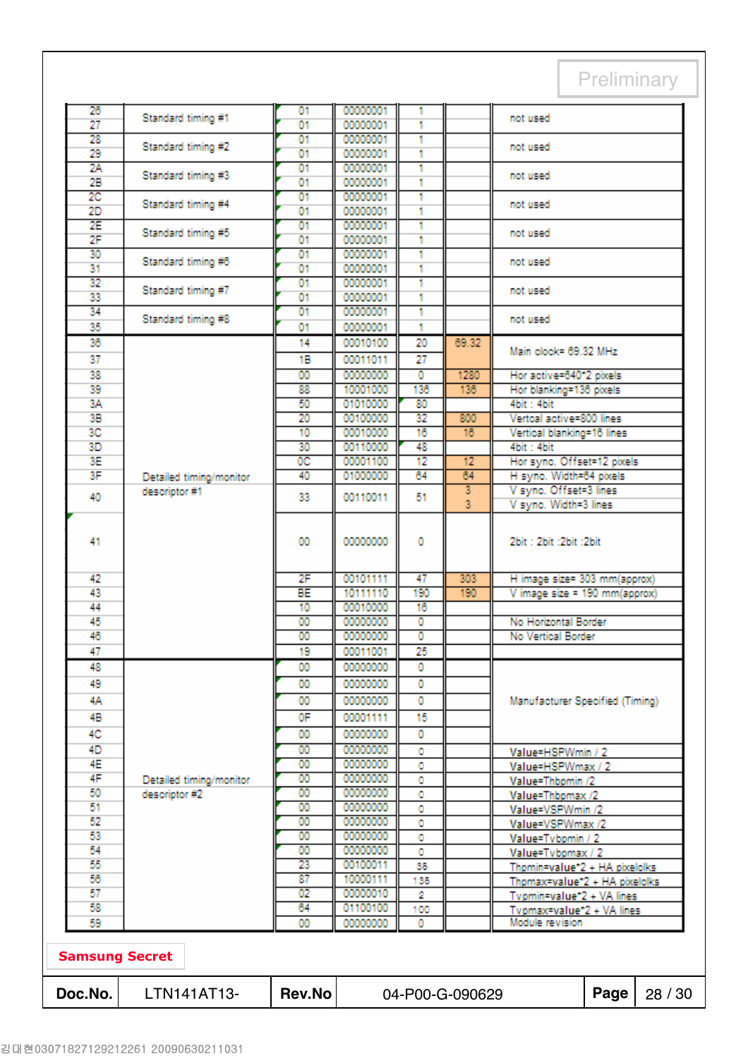Preliminary

| | | | | | | |
|---|---|---|---|---|---|---|
| 26 | Standard timing #1 | 01 | 00000001 | 1 | | not used |
| 27 | | 01 | 00000001 | 1 | | |
| 28 | Standard timing #2 | 01 | 00000001 | 1 | | not used |
| 29 | | 01 | 00000001 | 1 | | |
| 2A | Standard timing #3 | 01 | 00000001 | 1 | | not used |
| 2B | | 01 | 00000001 | 1 | | |
| 2C | Standard timing #4 | 01 | 00000001 | 1 | | not used |
| 2D | | 01 | 00000001 | 1 | | |
| 2E | Standard timing #5 | 01 | 00000001 | 1 | | not used |
| 2F | | 01 | 00000001 | 1 | | |
| 30 | Standard timing #6 | 01 | 00000001 | 1 | | not used |
| 31 | | 01 | 00000001 | 1 | | |
| 32 | Standard timing #7 | 01 | 00000001 | 1 | | not used |
| 33 | | 01 | 00000001 | 1 | | |
| 34 | Standard timing #8 | 01 | 00000001 | 1 | | not used |
| 35 | | 01 | 00000001 | 1 | | |
| 36 | Detailed timing/monitor descriptor #1 | 14 | 00010100 | 20 | 69.32 | Main clock= 69.32 MHz |
| 37 | | 1B | 00011011 | 27 | | |
| 38 | | 00 | 00000000 | 0 | 1280 | Hor active=640*2 pixels |
| 39 | | 88 | 10001000 | 136 | 136 | Hor blanking=136 pixels |
| 3A | | 50 | 01010000 | 80 | | 4bit : 4bit |
| 3B | | 20 | 00100000 | 32 | 800 | Vertcal active=800 lines |
| 3C | | 10 | 00010000 | 16 | 16 | Vertical blanking=16 lines |
| 3D | | 30 | 00110000 | 48 | | 4bit : 4bit |
| 3E | | 0C | 00001100 | 12 | 12 | Hor sync. Offset=12 pixels |
| 3F | | 40 | 01000000 | 64 | 64 | H sync. Width=64 pixels |
| 40 | | 33 | 00110011 | 51 | 3 | V sync. Offset=3 lines |
| | | | | | 3 | V sync. Width=3 lines |
| 41 | | 00 | 00000000 | 0 | | 2bit : 2bit :2bit :2bit |
| 42 | | 2F | 00101111 | 47 | 303 | H image size= 303 mm(approx) |
| 43 | | BE | 10111110 | 190 | 190 | V image size = 190 mm(approx) |
| 44 | | 10 | 00010000 | 16 | | |
| 45 | | 00 | 00000000 | 0 | | No Horizontal Border |
| 46 | | 00 | 00000000 | 0 | | No Vertical Border |
| 47 | | 19 | 00011001 | 25 | | |
| 48 | Detailed timing/monitor descriptor #2 | 00 | 00000000 | 0 | | Manufacturer Specified (Timing) |
| 49 | | 00 | 00000000 | 0 | | |
| 4A | | 00 | 00000000 | 0 | | |
| 4B | | 0F | 00001111 | 15 | | |
| 4C | | 00 | 00000000 | 0 | | |
| 4D | | 00 | 00000000 | 0 | | Value=HSPWmin / 2 |
| 4E | | 00 | 00000000 | 0 | | Value=HSPWmax / 2 |
| 4F | | 00 | 00000000 | 0 | | Value=Thbpmin /2 |
| 50 | | 00 | 00000000 | 0 | | Value=Thbpmax /2 |
| 51 | | 00 | 00000000 | 0 | | Value=VSPWmin /2 |
| 52 | | 00 | 00000000 | 0 | | Value=VSPWmax /2 |
| 53 | | 00 | 00000000 | 0 | | Value=Tvbpmin / 2 |
| 54 | | 00 | 00000000 | 0 | | Value=Tvbpmax / 2 |
| 55 | | 23 | 00100011 | 35 | | Thpmin=value*2 + HA pixelclks |
| 56 | | 87 | 10000111 | 135 | | Thpmax=value*2 + HA pixelclks |
| 57 | | 02 | 00000010 | 2 | | Tvpmin=value*2 + VA lines |
| 58 | | 64 | 01100100 | 100 | | Tvpmax=value*2 + VA lines |
| 59 | | 00 | 00000000 | 0 | | Module revision |

**Samsung Secret**

| **Doc.No.** | LTN141AT13- | **Rev.No** | 04-P00-G-090629 | **Page** | 28 / 30 |
|---|---|---|---|---|---|

김대현03071827129212261 20090630211031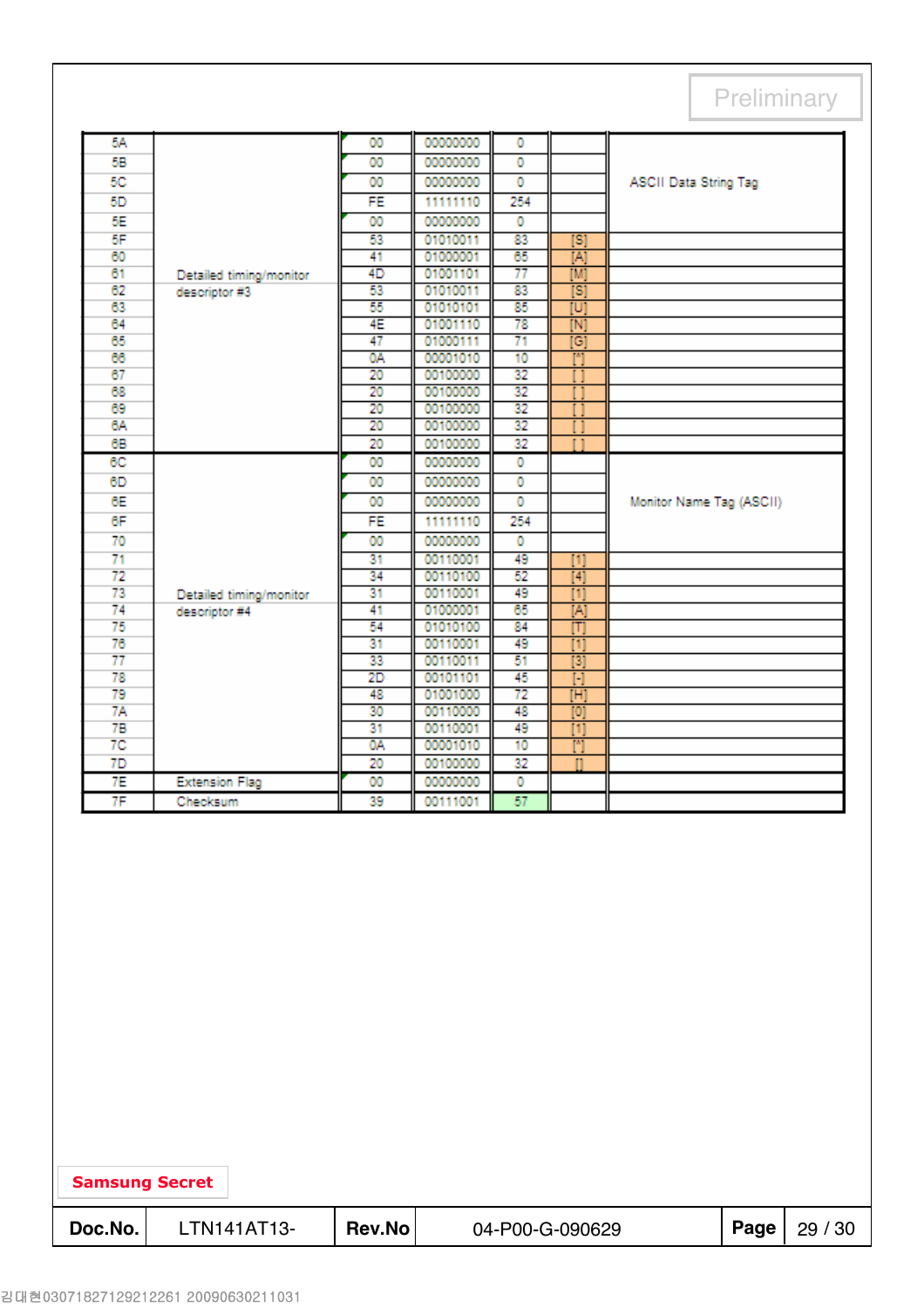Preliminary

| | | | | | | |
|---|---|---|---|---|---|---|
| 5A | Detailed timing/monitor descriptor #3 | 00 | 00000000 | 0 | | ASCII Data String Tag |
| 5B | | 00 | 00000000 | 0 | | |
| 5C | | 00 | 00000000 | 0 | | |
| 5D | | FE | 11111110 | 254 | | |
| 5E | | 00 | 00000000 | 0 | | |
| 5F | | 53 | 01010011 | 83 | [S] | |
| 60 | | 41 | 01000001 | 65 | [A] | |
| 61 | | 4D | 01001101 | 77 | [M] | |
| 62 | | 53 | 01010011 | 83 | [S] | |
| 63 | | 55 | 01010101 | 85 | [U] | |
| 64 | | 4E | 01001110 | 78 | [N] | |
| 65 | | 47 | 01000111 | 71 | [G] | |
| 66 | | 0A | 00001010 | 10 | [*] | |
| 67 | | 20 | 00100000 | 32 | [ ] | |
| 68 | | 20 | 00100000 | 32 | [ ] | |
| 69 | | 20 | 00100000 | 32 | [ ] | |
| 6A | | 20 | 00100000 | 32 | [ ] | |
| 6B | | 20 | 00100000 | 32 | [ ] | |
| 6C | Detailed timing/monitor descriptor #4 | 00 | 00000000 | 0 | | Monitor Name Tag (ASCII) |
| 6D | | 00 | 00000000 | 0 | | |
| 6E | | 00 | 00000000 | 0 | | |
| 6F | | FE | 11111110 | 254 | | |
| 70 | | 00 | 00000000 | 0 | | |
| 71 | | 31 | 00110001 | 49 | [1] | |
| 72 | | 34 | 00110100 | 52 | [4] | |
| 73 | | 31 | 00110001 | 49 | [1] | |
| 74 | | 41 | 01000001 | 65 | [A] | |
| 75 | | 54 | 01010100 | 84 | [T] | |
| 76 | | 31 | 00110001 | 49 | [1] | |
| 77 | | 33 | 00110011 | 51 | [3] | |
| 78 | | 2D | 00101101 | 45 | [-] | |
| 79 | | 48 | 01001000 | 72 | [H] | |
| 7A | | 30 | 00110000 | 48 | [0] | |
| 7B | | 31 | 00110001 | 49 | [1] | |
| 7C | | 0A | 00001010 | 10 | [*] | |
| 7D | | 20 | 00100000 | 32 | [] | |
| 7E | Extension Flag | 00 | 00000000 | 0 | | |
| 7F | Checksum | 39 | 00111001 | 57 | | |

Samsung Secret

| Doc.No. | LTN141AT13- | Rev.No | 04-P00-G-090629 | Page | 29 / 30 |
|---|---|---|---|---|---|

김대현030718271292122​61 20090630211031